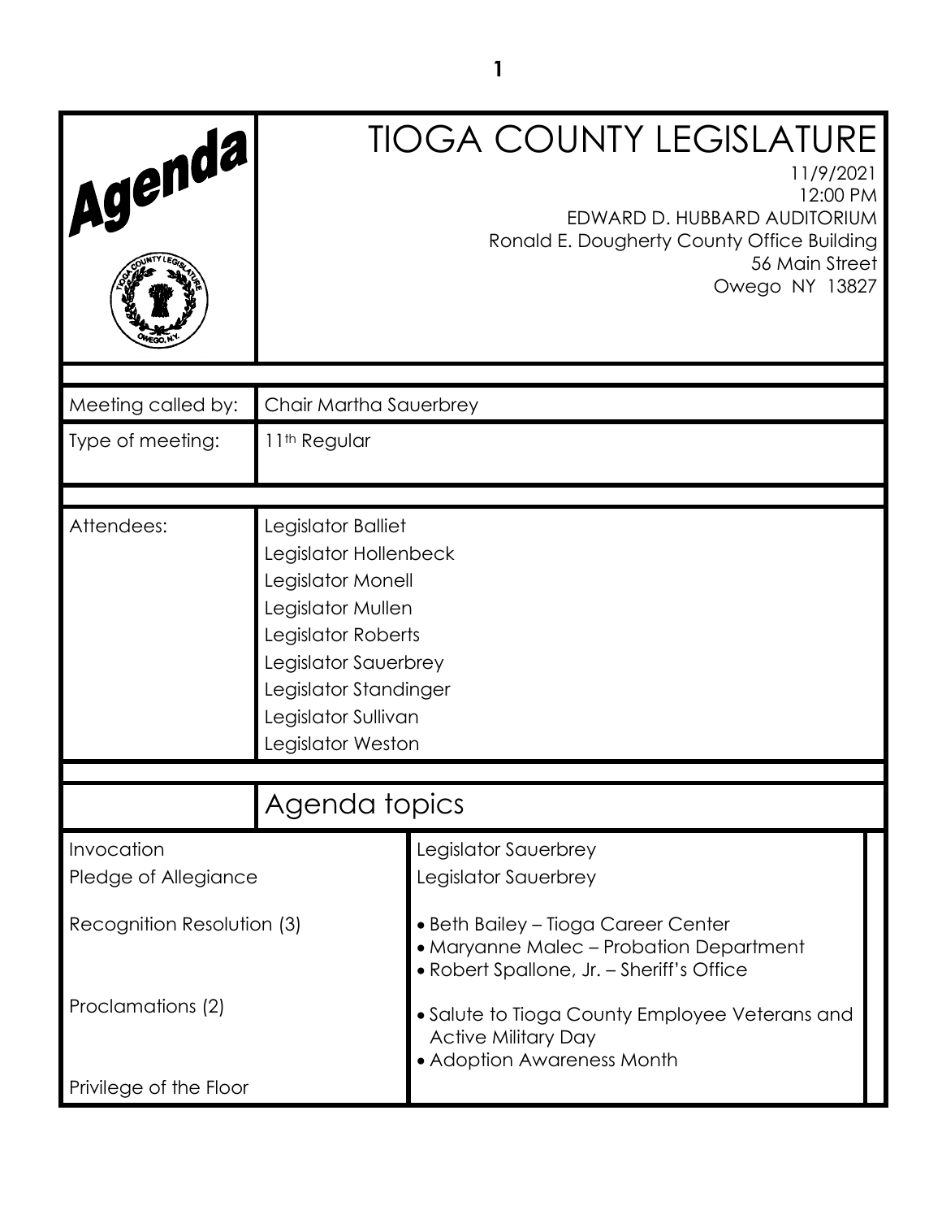# TIOGA COUNTY LEGISLATURE

11/9/2021
12:00 PM
EDWARD D. HUBBARD AUDITORIUM
Ronald E. Dougherty County Office Building
56 Main Street
Owego NY 13827

| | |
|---|---|
| Meeting called by: | Chair Martha Sauerbrey |
| Type of meeting: | 11th Regular |

| | |
|---|---|
| Attendees: | Legislator Balliet<br>Legislator Hollenbeck<br>Legislator Monell<br>Legislator Mullen<br>Legislator Roberts<br>Legislator Sauerbrey<br>Legislator Standinger<br>Legislator Sullivan<br>Legislator Weston |

## Agenda topics

| | |
|---|---|
| Invocation | Legislator Sauerbrey |
| Pledge of Allegiance | Legislator Sauerbrey |
| Recognition Resolution (3) | • Beth Bailey – Tioga Career Center<br>• Maryanne Malec – Probation Department<br>• Robert Spallone, Jr. – Sheriff's Office |
| Proclamations (2) | • Salute to Tioga County Employee Veterans and Active Military Day<br>• Adoption Awareness Month |
| Privilege of the Floor | |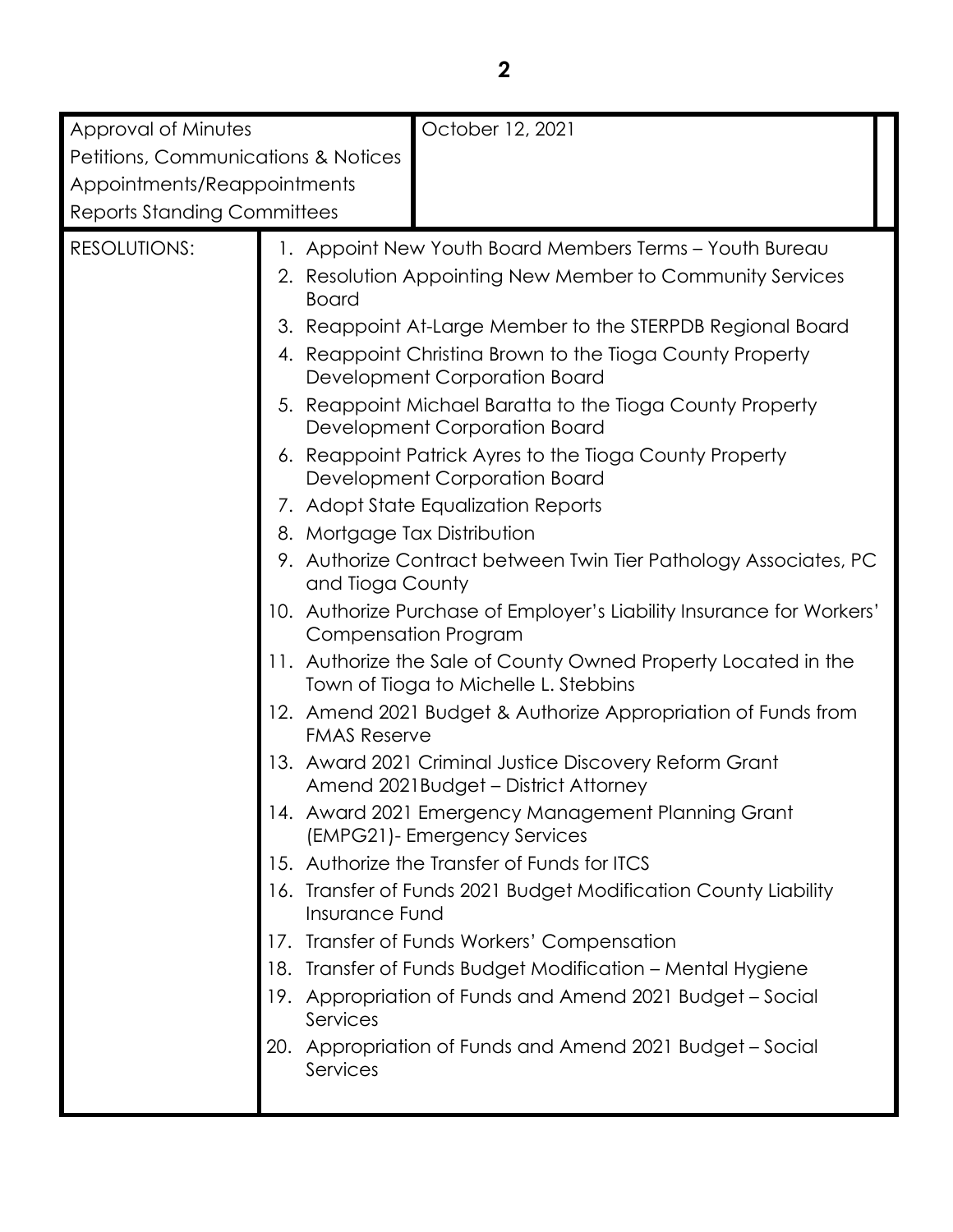| Approval of Minutes<br>Petitions, Communications & Notices<br>Appointments/Reappointments<br>Reports Standing Committees | October 12, 2021 |
|---|---|
| RESOLUTIONS: | 1. Appoint New Youth Board Members Terms – Youth Bureau<br>2. Resolution Appointing New Member to Community Services Board<br>3. Reappoint At-Large Member to the STERPDB Regional Board<br>4. Reappoint Christina Brown to the Tioga County Property Development Corporation Board<br>5. Reappoint Michael Baratta to the Tioga County Property Development Corporation Board<br>6. Reappoint Patrick Ayres to the Tioga County Property Development Corporation Board<br>7. Adopt State Equalization Reports<br>8. Mortgage Tax Distribution<br>9. Authorize Contract between Twin Tier Pathology Associates, PC and Tioga County<br>10. Authorize Purchase of Employer's Liability Insurance for Workers' Compensation Program<br>11. Authorize the Sale of County Owned Property Located in the Town of Tioga to Michelle L. Stebbins<br>12. Amend 2021 Budget & Authorize Appropriation of Funds from FMAS Reserve<br>13. Award 2021 Criminal Justice Discovery Reform Grant Amend 2021Budget – District Attorney<br>14. Award 2021 Emergency Management Planning Grant (EMPG21)- Emergency Services<br>15. Authorize the Transfer of Funds for ITCS<br>16. Transfer of Funds 2021 Budget Modification County Liability Insurance Fund<br>17. Transfer of Funds Workers' Compensation<br>18. Transfer of Funds Budget Modification – Mental Hygiene<br>19. Appropriation of Funds and Amend 2021 Budget – Social Services<br>20. Appropriation of Funds and Amend 2021 Budget – Social Services |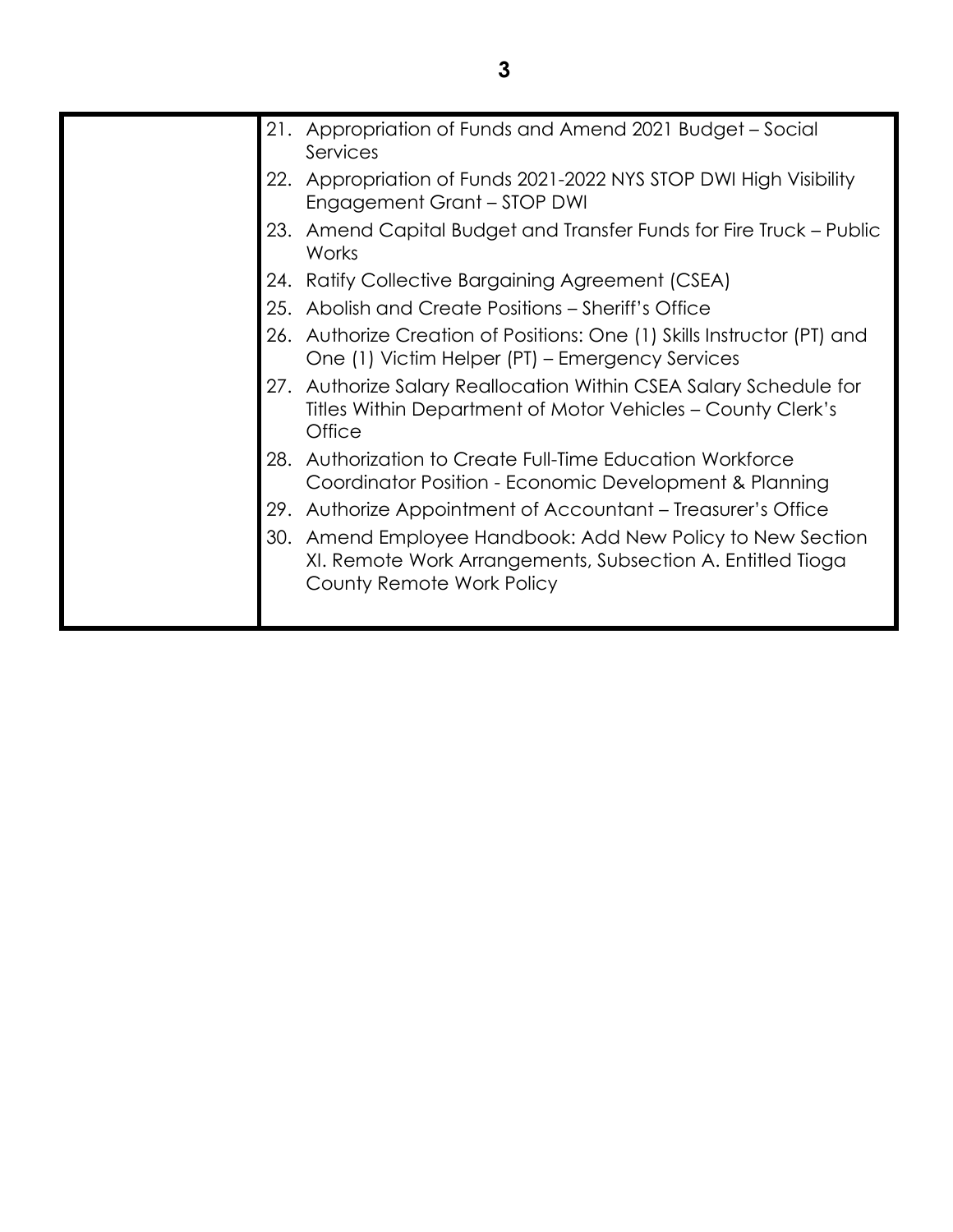| | |
|---|---|
| | 21. Appropriation of Funds and Amend 2021 Budget – Social Services<br>22. Appropriation of Funds 2021-2022 NYS STOP DWI High Visibility Engagement Grant – STOP DWI<br>23. Amend Capital Budget and Transfer Funds for Fire Truck – Public Works<br>24. Ratify Collective Bargaining Agreement (CSEA)<br>25. Abolish and Create Positions – Sheriff's Office<br>26. Authorize Creation of Positions: One (1) Skills Instructor (PT) and One (1) Victim Helper (PT) – Emergency Services<br>27. Authorize Salary Reallocation Within CSEA Salary Schedule for Titles Within Department of Motor Vehicles – County Clerk's Office<br>28. Authorization to Create Full-Time Education Workforce Coordinator Position - Economic Development & Planning<br>29. Authorize Appointment of Accountant – Treasurer's Office<br>30. Amend Employee Handbook: Add New Policy to New Section XI. Remote Work Arrangements, Subsection A. Entitled Tioga County Remote Work Policy |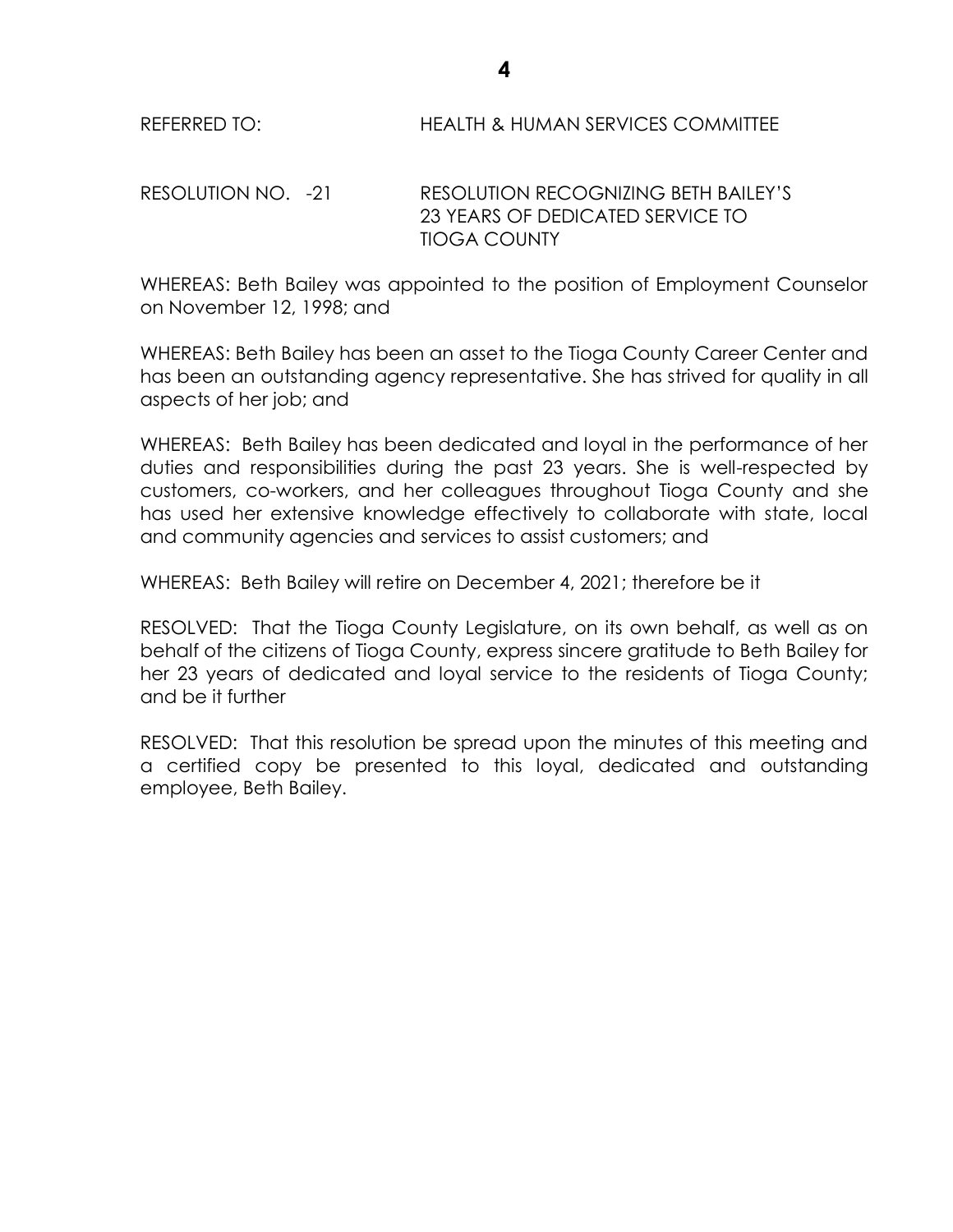REFERRED TO: HEALTH & HUMAN SERVICES COMMITTEE

RESOLUTION NO. -21 RESOLUTION RECOGNIZING BETH BAILEY'S 23 YEARS OF DEDICATED SERVICE TO TIOGA COUNTY

WHEREAS: Beth Bailey was appointed to the position of Employment Counselor on November 12, 1998; and

WHEREAS: Beth Bailey has been an asset to the Tioga County Career Center and has been an outstanding agency representative. She has strived for quality in all aspects of her job; and

WHEREAS: Beth Bailey has been dedicated and loyal in the performance of her duties and responsibilities during the past 23 years. She is well-respected by customers, co-workers, and her colleagues throughout Tioga County and she has used her extensive knowledge effectively to collaborate with state, local and community agencies and services to assist customers; and

WHEREAS: Beth Bailey will retire on December 4, 2021; therefore be it

RESOLVED: That the Tioga County Legislature, on its own behalf, as well as on behalf of the citizens of Tioga County, express sincere gratitude to Beth Bailey for her 23 years of dedicated and loyal service to the residents of Tioga County; and be it further

RESOLVED: That this resolution be spread upon the minutes of this meeting and a certified copy be presented to this loyal, dedicated and outstanding employee, Beth Bailey.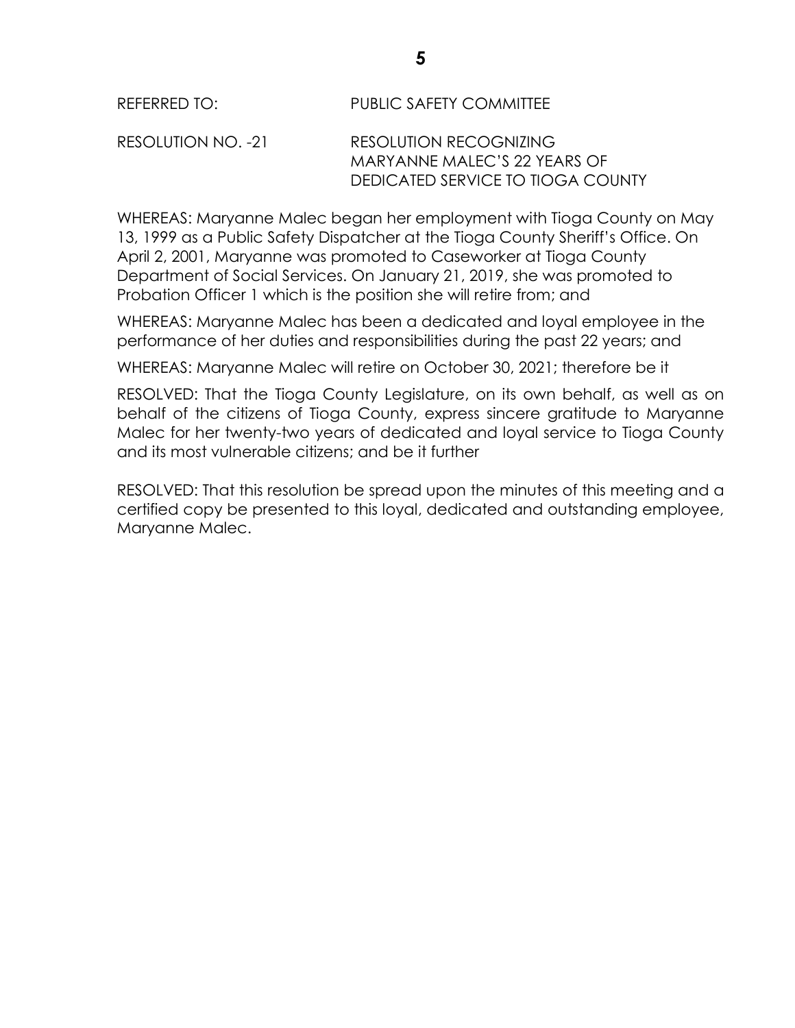REFERRED TO: PUBLIC SAFETY COMMITTEE

RESOLUTION NO. -21 RESOLUTION RECOGNIZING MARYANNE MALEC'S 22 YEARS OF DEDICATED SERVICE TO TIOGA COUNTY

WHEREAS: Maryanne Malec began her employment with Tioga County on May 13, 1999 as a Public Safety Dispatcher at the Tioga County Sheriff's Office. On April 2, 2001, Maryanne was promoted to Caseworker at Tioga County Department of Social Services. On January 21, 2019, she was promoted to Probation Officer 1 which is the position she will retire from; and

WHEREAS: Maryanne Malec has been a dedicated and loyal employee in the performance of her duties and responsibilities during the past 22 years; and

WHEREAS: Maryanne Malec will retire on October 30, 2021; therefore be it

RESOLVED: That the Tioga County Legislature, on its own behalf, as well as on behalf of the citizens of Tioga County, express sincere gratitude to Maryanne Malec for her twenty-two years of dedicated and loyal service to Tioga County and its most vulnerable citizens; and be it further

RESOLVED: That this resolution be spread upon the minutes of this meeting and a certified copy be presented to this loyal, dedicated and outstanding employee, Maryanne Malec.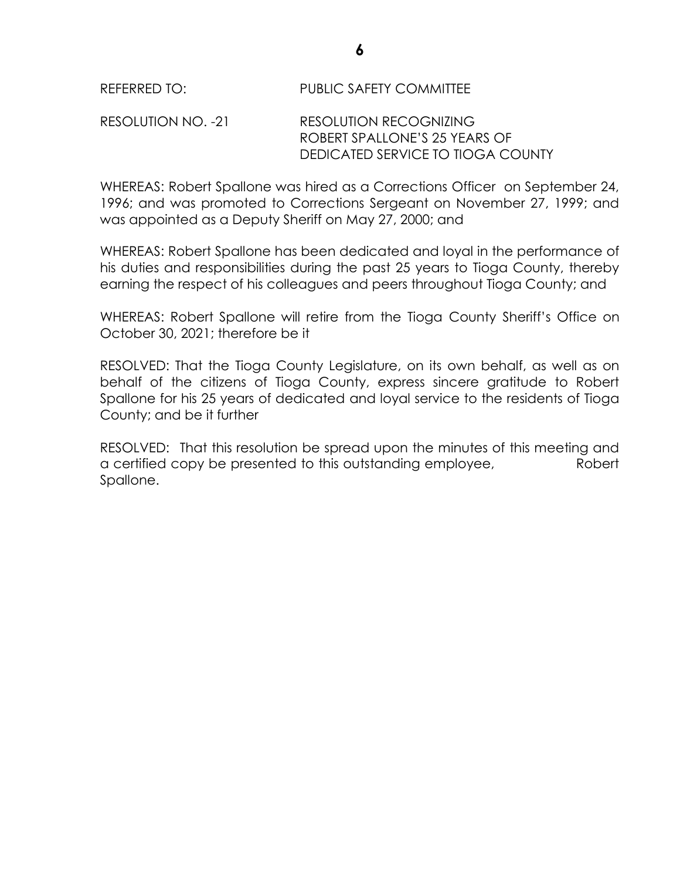REFERRED TO: PUBLIC SAFETY COMMITTEE

RESOLUTION NO. -21 RESOLUTION RECOGNIZING ROBERT SPALLONE'S 25 YEARS OF DEDICATED SERVICE TO TIOGA COUNTY

WHEREAS: Robert Spallone was hired as a Corrections Officer on September 24, 1996; and was promoted to Corrections Sergeant on November 27, 1999; and was appointed as a Deputy Sheriff on May 27, 2000; and

WHEREAS: Robert Spallone has been dedicated and loyal in the performance of his duties and responsibilities during the past 25 years to Tioga County, thereby earning the respect of his colleagues and peers throughout Tioga County; and

WHEREAS: Robert Spallone will retire from the Tioga County Sheriff's Office on October 30, 2021; therefore be it

RESOLVED: That the Tioga County Legislature, on its own behalf, as well as on behalf of the citizens of Tioga County, express sincere gratitude to Robert Spallone for his 25 years of dedicated and loyal service to the residents of Tioga County; and be it further

RESOLVED: That this resolution be spread upon the minutes of this meeting and a certified copy be presented to this outstanding employee, Robert Spallone.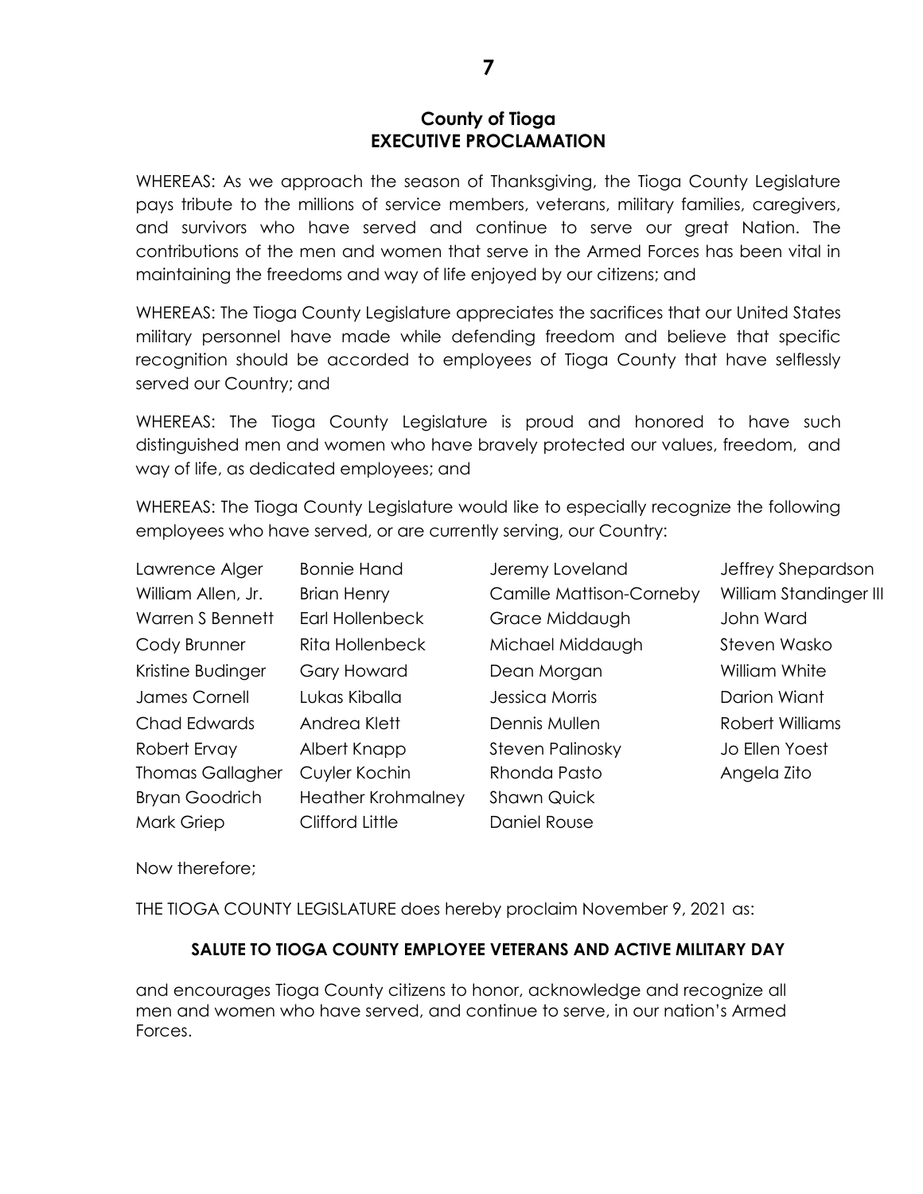## County of Tioga
## EXECUTIVE PROCLAMATION

WHEREAS: As we approach the season of Thanksgiving, the Tioga County Legislature pays tribute to the millions of service members, veterans, military families, caregivers, and survivors who have served and continue to serve our great Nation. The contributions of the men and women that serve in the Armed Forces has been vital in maintaining the freedoms and way of life enjoyed by our citizens; and

WHEREAS: The Tioga County Legislature appreciates the sacrifices that our United States military personnel have made while defending freedom and believe that specific recognition should be accorded to employees of Tioga County that have selflessly served our Country; and

WHEREAS: The Tioga County Legislature is proud and honored to have such distinguished men and women who have bravely protected our values, freedom, and way of life, as dedicated employees; and

WHEREAS: The Tioga County Legislature would like to especially recognize the following employees who have served, or are currently serving, our Country:

| | | | |
|---|---|---|---|
| Lawrence Alger | Bonnie Hand | Jeremy Loveland | Jeffrey Shepardson |
| William Allen, Jr. | Brian Henry | Camille Mattison-Corneby | William Standinger III |
| Warren S Bennett | Earl Hollenbeck | Grace Middaugh | John Ward |
| Cody Brunner | Rita Hollenbeck | Michael Middaugh | Steven Wasko |
| Kristine Budinger | Gary Howard | Dean Morgan | William White |
| James Cornell | Lukas Kiballa | Jessica Morris | Darion Wiant |
| Chad Edwards | Andrea Klett | Dennis Mullen | Robert Williams |
| Robert Ervay | Albert Knapp | Steven Palinosky | Jo Ellen Yoest |
| Thomas Gallagher | Cuyler Kochin | Rhonda Pasto | Angela Zito |
| Bryan Goodrich | Heather Krohmalney | Shawn Quick | |
| Mark Griep | Clifford Little | Daniel Rouse | |

Now therefore;

THE TIOGA COUNTY LEGISLATURE does hereby proclaim November 9, 2021 as:

**SALUTE TO TIOGA COUNTY EMPLOYEE VETERANS AND ACTIVE MILITARY DAY**

and encourages Tioga County citizens to honor, acknowledge and recognize all men and women who have served, and continue to serve, in our nation's Armed Forces.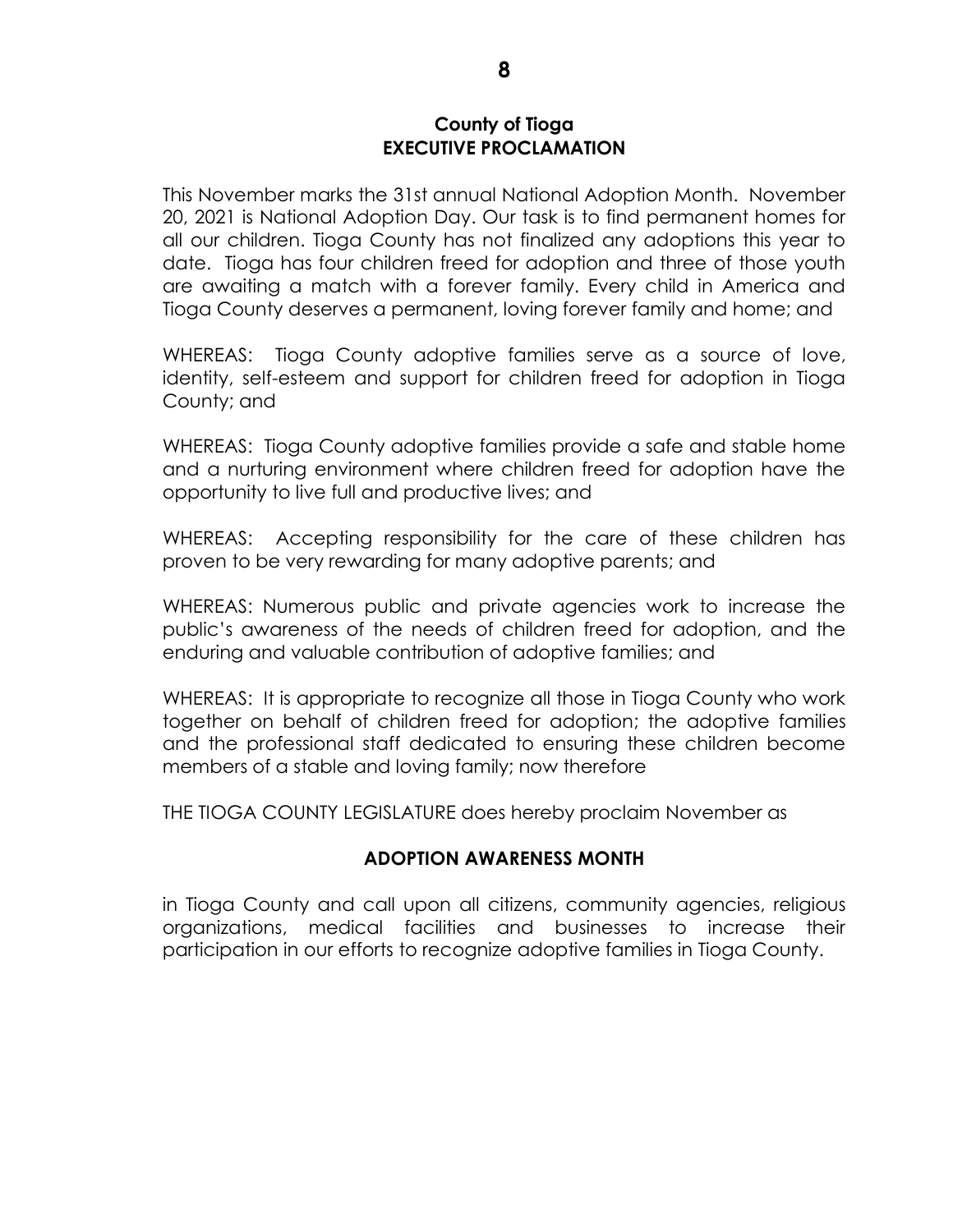**County of Tioga**
**EXECUTIVE PROCLAMATION**

This November marks the 31st annual National Adoption Month. November 20, 2021 is National Adoption Day. Our task is to find permanent homes for all our children. Tioga County has not finalized any adoptions this year to date. Tioga has four children freed for adoption and three of those youth are awaiting a match with a forever family. Every child in America and Tioga County deserves a permanent, loving forever family and home; and

WHEREAS: Tioga County adoptive families serve as a source of love, identity, self-esteem and support for children freed for adoption in Tioga County; and

WHEREAS: Tioga County adoptive families provide a safe and stable home and a nurturing environment where children freed for adoption have the opportunity to live full and productive lives; and

WHEREAS: Accepting responsibility for the care of these children has proven to be very rewarding for many adoptive parents; and

WHEREAS: Numerous public and private agencies work to increase the public's awareness of the needs of children freed for adoption, and the enduring and valuable contribution of adoptive families; and

WHEREAS: It is appropriate to recognize all those in Tioga County who work together on behalf of children freed for adoption; the adoptive families and the professional staff dedicated to ensuring these children become members of a stable and loving family; now therefore

THE TIOGA COUNTY LEGISLATURE does hereby proclaim November as

**ADOPTION AWARENESS MONTH**

in Tioga County and call upon all citizens, community agencies, religious organizations, medical facilities and businesses to increase their participation in our efforts to recognize adoptive families in Tioga County.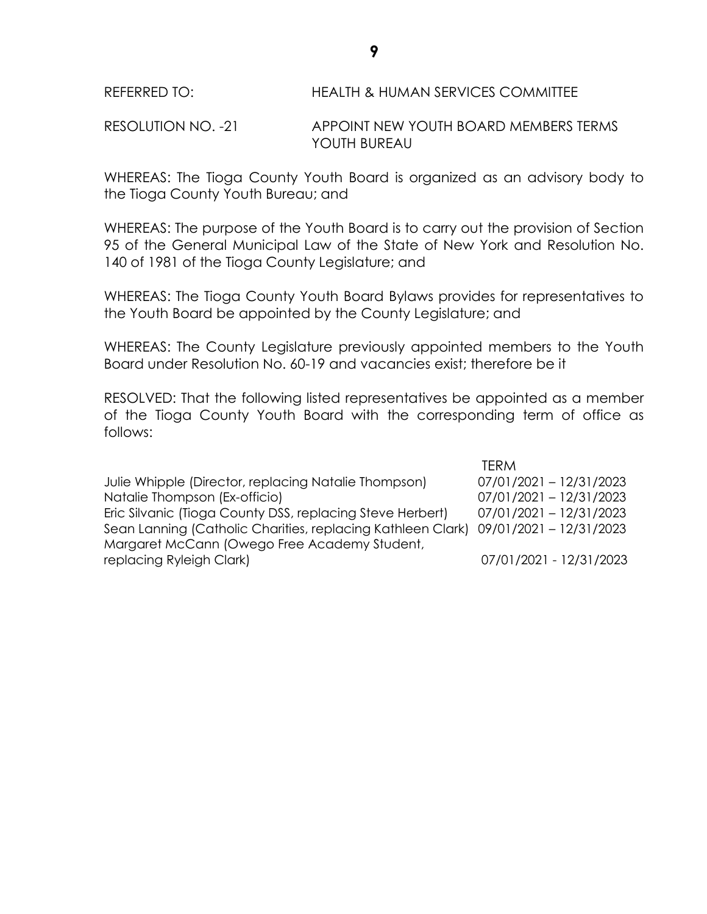REFERRED TO: HEALTH & HUMAN SERVICES COMMITTEE

RESOLUTION NO. -21 APPOINT NEW YOUTH BOARD MEMBERS TERMS YOUTH BUREAU

WHEREAS: The Tioga County Youth Board is organized as an advisory body to the Tioga County Youth Bureau; and

WHEREAS: The purpose of the Youth Board is to carry out the provision of Section 95 of the General Municipal Law of the State of New York and Resolution No. 140 of 1981 of the Tioga County Legislature; and

WHEREAS: The Tioga County Youth Board Bylaws provides for representatives to the Youth Board be appointed by the County Legislature; and

WHEREAS: The County Legislature previously appointed members to the Youth Board under Resolution No. 60-19 and vacancies exist; therefore be it

RESOLVED: That the following listed representatives be appointed as a member of the Tioga County Youth Board with the corresponding term of office as follows:

| | TERM |
|---|---|
| Julie Whipple (Director, replacing Natalie Thompson) | 07/01/2021 – 12/31/2023 |
| Natalie Thompson (Ex-officio) | 07/01/2021 – 12/31/2023 |
| Eric Silvanic (Tioga County DSS, replacing Steve Herbert) | 07/01/2021 – 12/31/2023 |
| Sean Lanning (Catholic Charities, replacing Kathleen Clark) | 09/01/2021 – 12/31/2023 |
| Margaret McCann (Owego Free Academy Student, replacing Ryleigh Clark) | 07/01/2021 - 12/31/2023 |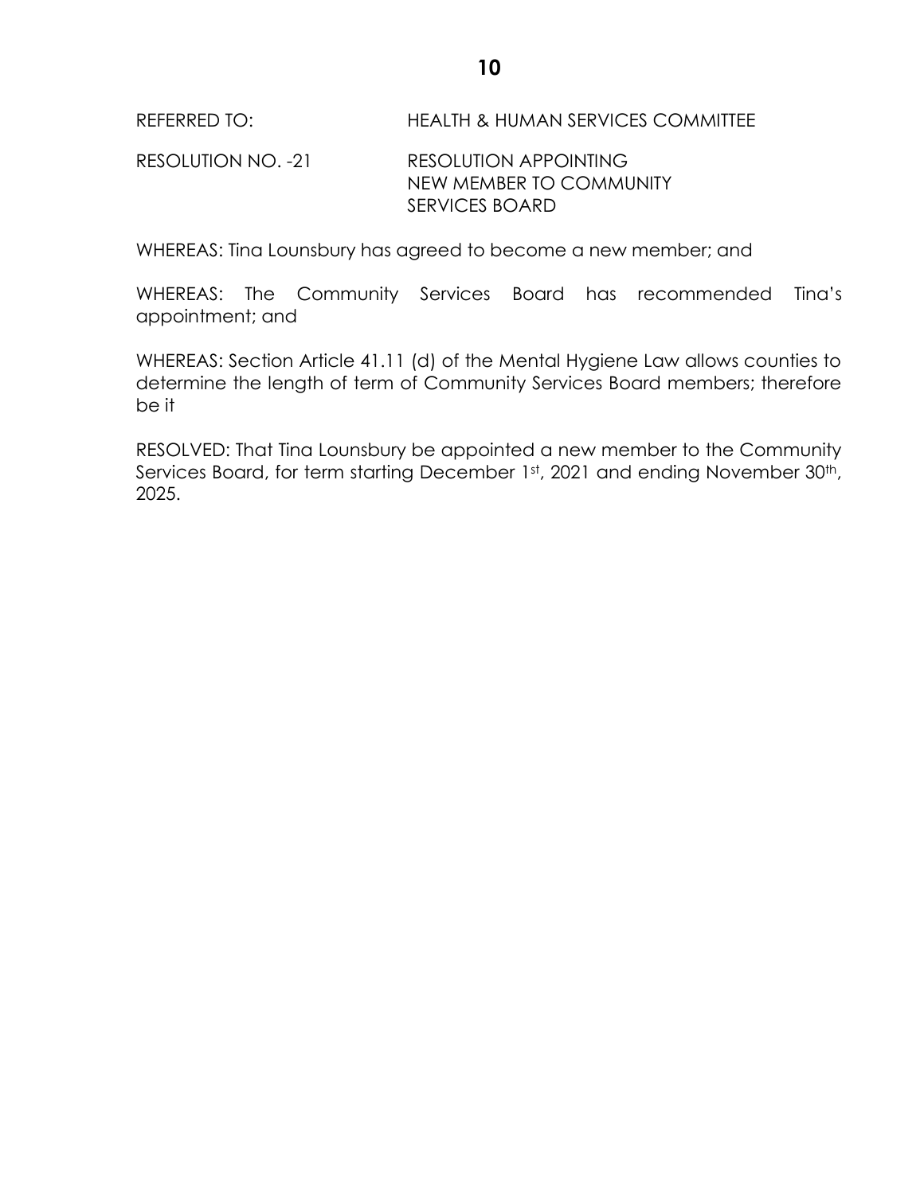REFERRED TO: HEALTH & HUMAN SERVICES COMMITTEE

RESOLUTION NO. -21 RESOLUTION APPOINTING NEW MEMBER TO COMMUNITY SERVICES BOARD

WHEREAS: Tina Lounsbury has agreed to become a new member; and

WHEREAS: The Community Services Board has recommended Tina's appointment; and

WHEREAS: Section Article 41.11 (d) of the Mental Hygiene Law allows counties to determine the length of term of Community Services Board members; therefore be it

RESOLVED: That Tina Lounsbury be appointed a new member to the Community Services Board, for term starting December 1st, 2021 and ending November 30th, 2025.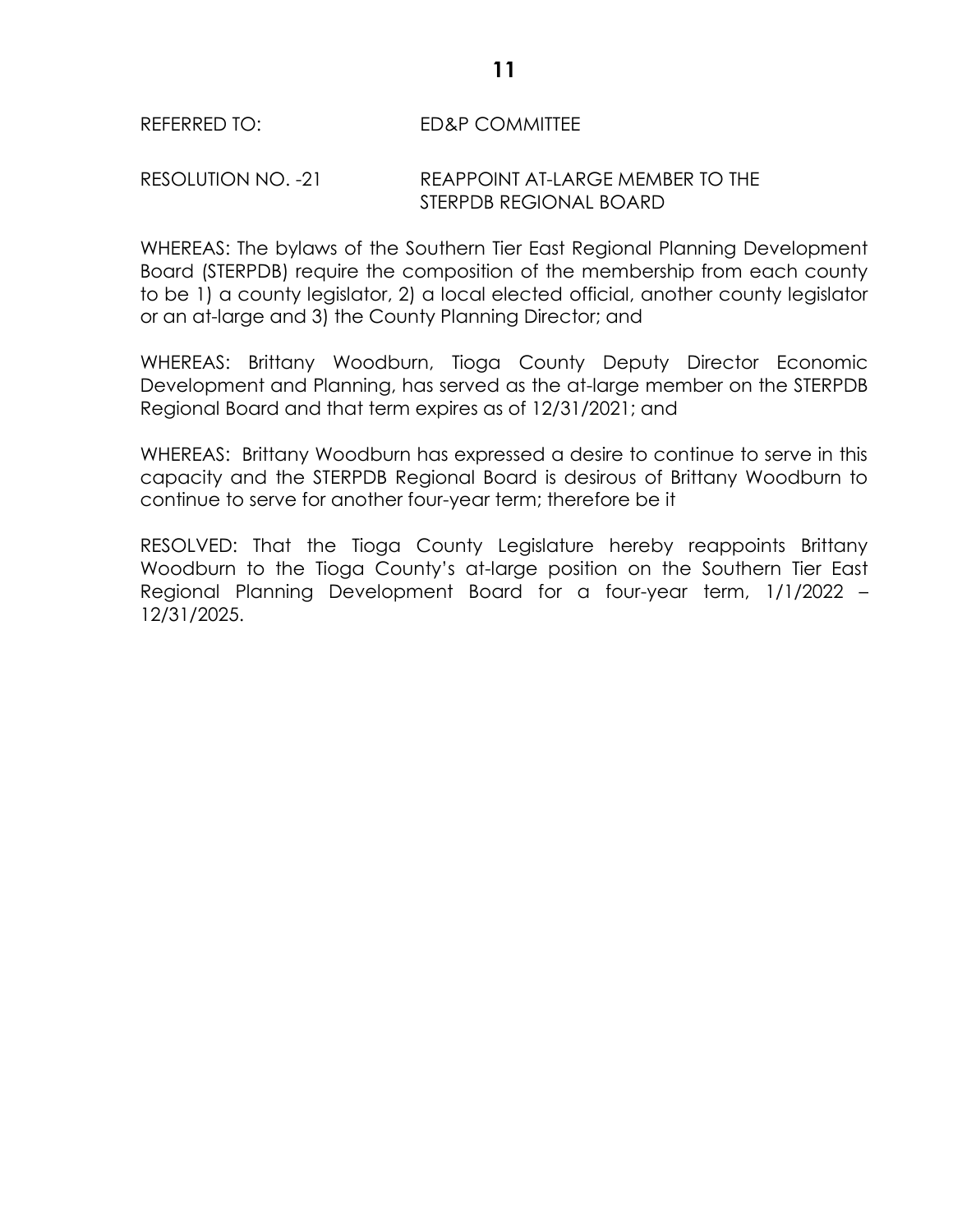REFERRED TO: ED&P COMMITTEE

RESOLUTION NO. -21 REAPPOINT AT-LARGE MEMBER TO THE STERPDB REGIONAL BOARD

WHEREAS: The bylaws of the Southern Tier East Regional Planning Development Board (STERPDB) require the composition of the membership from each county to be 1) a county legislator, 2) a local elected official, another county legislator or an at-large and 3) the County Planning Director; and

WHEREAS: Brittany Woodburn, Tioga County Deputy Director Economic Development and Planning, has served as the at-large member on the STERPDB Regional Board and that term expires as of 12/31/2021; and

WHEREAS: Brittany Woodburn has expressed a desire to continue to serve in this capacity and the STERPDB Regional Board is desirous of Brittany Woodburn to continue to serve for another four-year term; therefore be it

RESOLVED: That the Tioga County Legislature hereby reappoints Brittany Woodburn to the Tioga County's at-large position on the Southern Tier East Regional Planning Development Board for a four-year term, 1/1/2022 – 12/31/2025.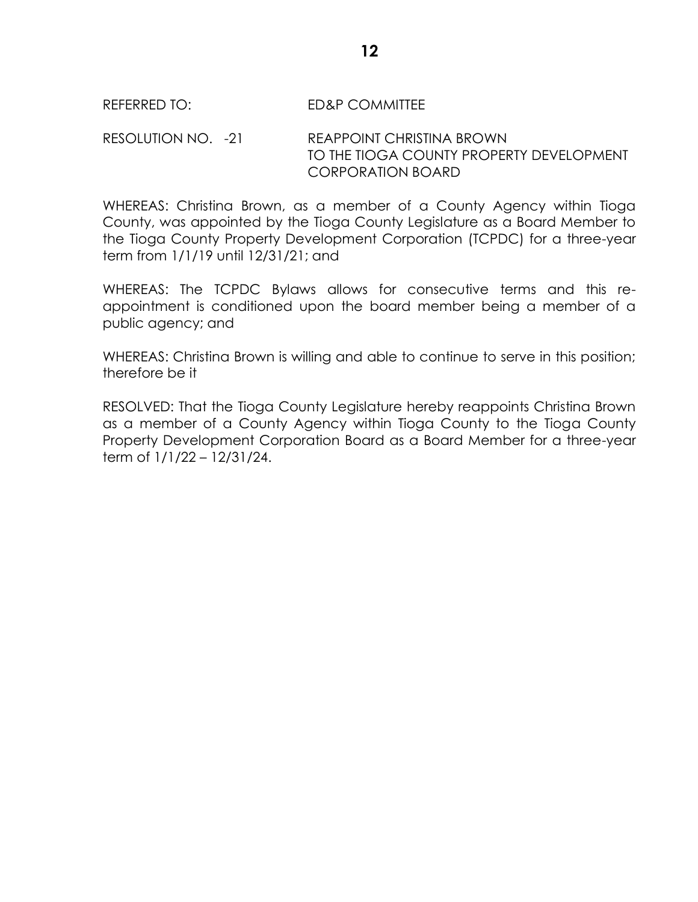REFERRED TO: ED&P COMMITTEE

RESOLUTION NO. -21 REAPPOINT CHRISTINA BROWN TO THE TIOGA COUNTY PROPERTY DEVELOPMENT CORPORATION BOARD

WHEREAS: Christina Brown, as a member of a County Agency within Tioga County, was appointed by the Tioga County Legislature as a Board Member to the Tioga County Property Development Corporation (TCPDC) for a three-year term from 1/1/19 until 12/31/21; and

WHEREAS: The TCPDC Bylaws allows for consecutive terms and this re-appointment is conditioned upon the board member being a member of a public agency; and

WHEREAS: Christina Brown is willing and able to continue to serve in this position; therefore be it

RESOLVED: That the Tioga County Legislature hereby reappoints Christina Brown as a member of a County Agency within Tioga County to the Tioga County Property Development Corporation Board as a Board Member for a three-year term of 1/1/22 – 12/31/24.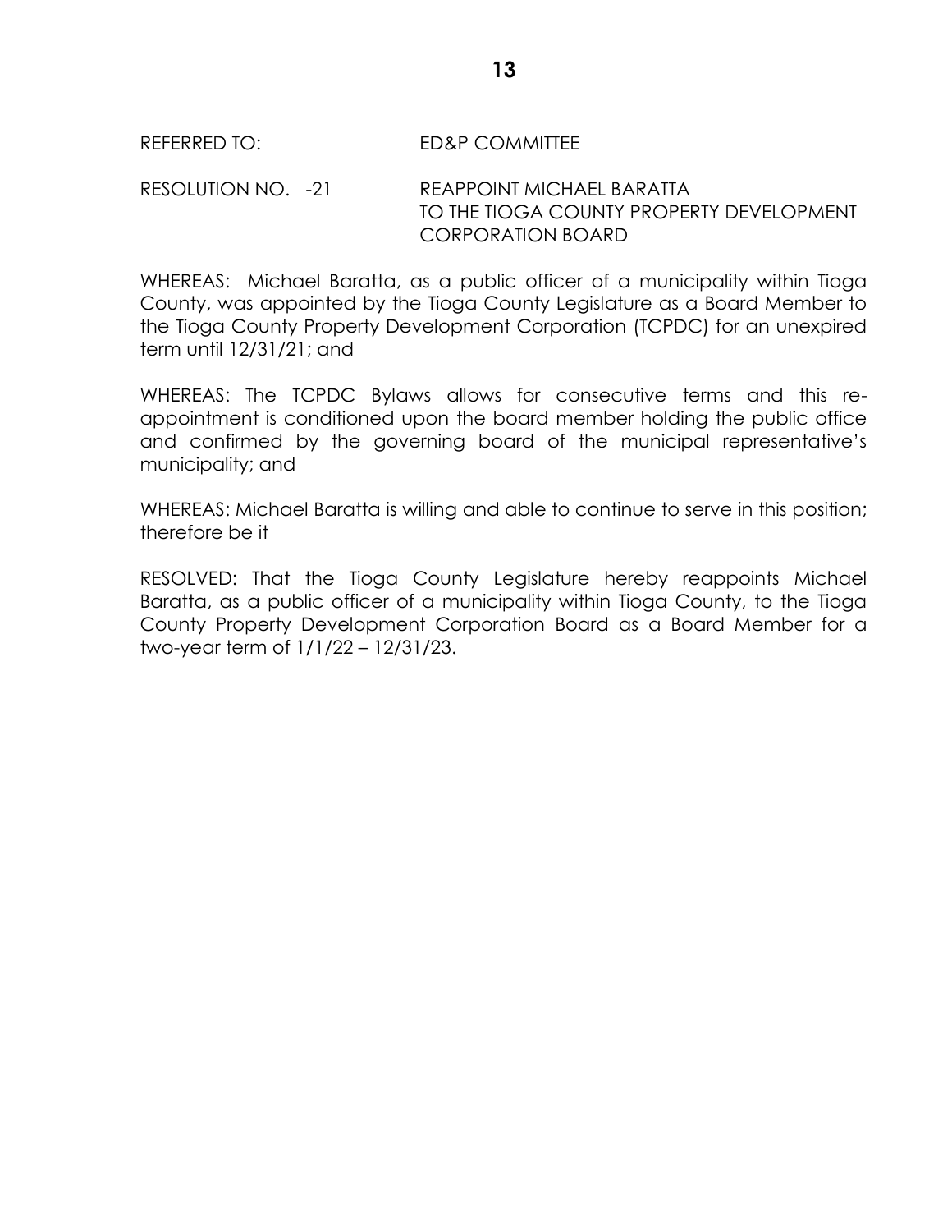REFERRED TO: ED&P COMMITTEE

RESOLUTION NO. -21 REAPPOINT MICHAEL BARATTA TO THE TIOGA COUNTY PROPERTY DEVELOPMENT CORPORATION BOARD

WHEREAS: Michael Baratta, as a public officer of a municipality within Tioga County, was appointed by the Tioga County Legislature as a Board Member to the Tioga County Property Development Corporation (TCPDC) for an unexpired term until 12/31/21; and

WHEREAS: The TCPDC Bylaws allows for consecutive terms and this re-appointment is conditioned upon the board member holding the public office and confirmed by the governing board of the municipal representative's municipality; and

WHEREAS: Michael Baratta is willing and able to continue to serve in this position; therefore be it

RESOLVED: That the Tioga County Legislature hereby reappoints Michael Baratta, as a public officer of a municipality within Tioga County, to the Tioga County Property Development Corporation Board as a Board Member for a two-year term of 1/1/22 – 12/31/23.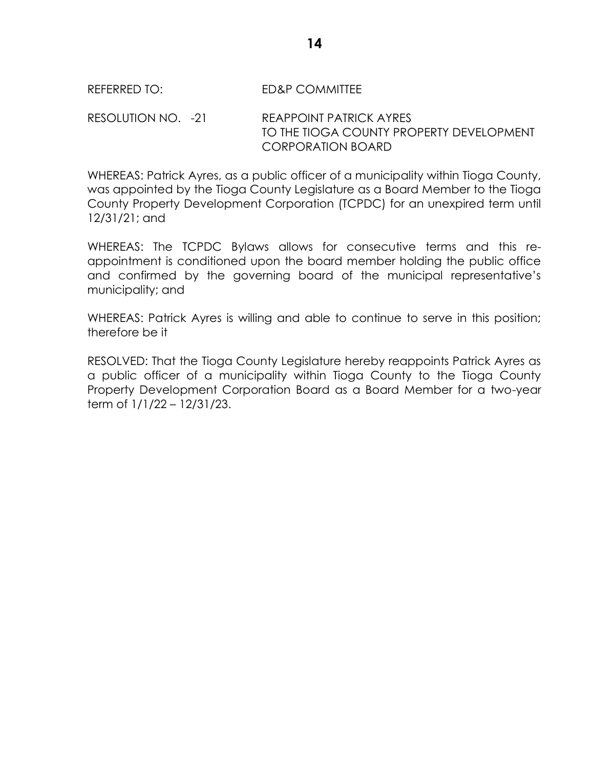REFERRED TO: ED&P COMMITTEE

RESOLUTION NO. -21 REAPPOINT PATRICK AYRES TO THE TIOGA COUNTY PROPERTY DEVELOPMENT CORPORATION BOARD

WHEREAS: Patrick Ayres, as a public officer of a municipality within Tioga County, was appointed by the Tioga County Legislature as a Board Member to the Tioga County Property Development Corporation (TCPDC) for an unexpired term until 12/31/21; and

WHEREAS: The TCPDC Bylaws allows for consecutive terms and this re-appointment is conditioned upon the board member holding the public office and confirmed by the governing board of the municipal representative's municipality; and

WHEREAS: Patrick Ayres is willing and able to continue to serve in this position; therefore be it

RESOLVED: That the Tioga County Legislature hereby reappoints Patrick Ayres as a public officer of a municipality within Tioga County to the Tioga County Property Development Corporation Board as a Board Member for a two-year term of 1/1/22 – 12/31/23.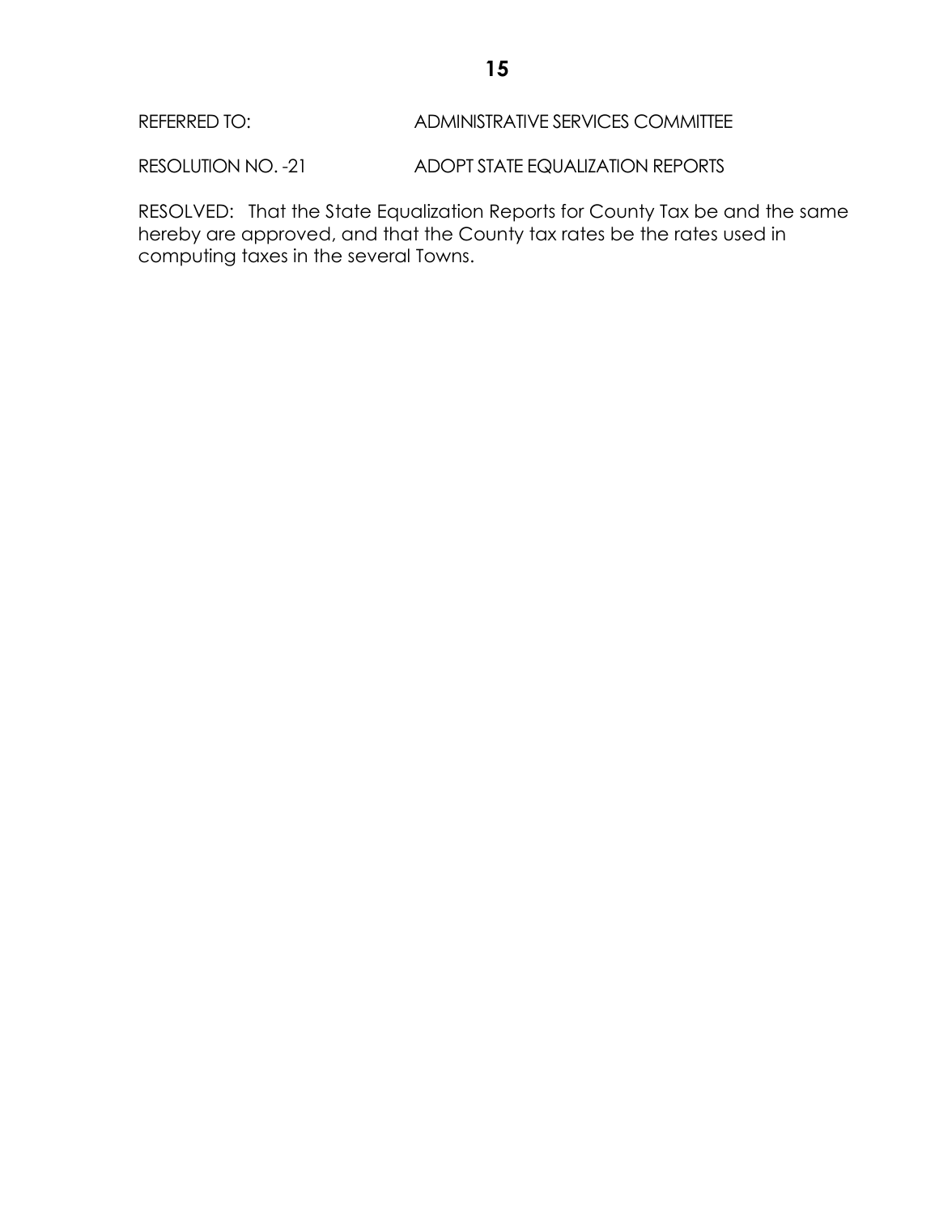REFERRED TO: ADMINISTRATIVE SERVICES COMMITTEE

RESOLUTION NO. -21 ADOPT STATE EQUALIZATION REPORTS

RESOLVED: That the State Equalization Reports for County Tax be and the same hereby are approved, and that the County tax rates be the rates used in computing taxes in the several Towns.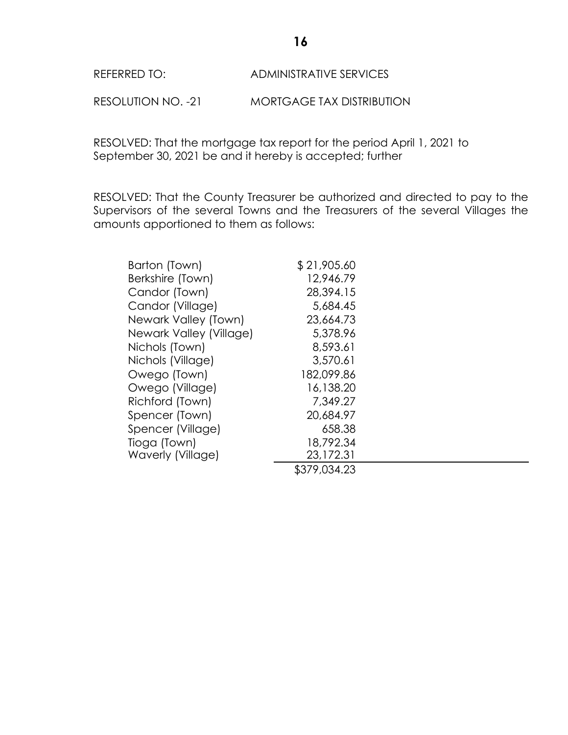REFERRED TO: ADMINISTRATIVE SERVICES

RESOLUTION NO. -21 MORTGAGE TAX DISTRIBUTION

RESOLVED: That the mortgage tax report for the period April 1, 2021 to September 30, 2021 be and it hereby is accepted; further

RESOLVED: That the County Treasurer be authorized and directed to pay to the Supervisors of the several Towns and the Treasurers of the several Villages the amounts apportioned to them as follows:

| | |
|---|---|
| Barton (Town) | $ 21,905.60 |
| Berkshire (Town) | 12,946.79 |
| Candor (Town) | 28,394.15 |
| Candor (Village) | 5,684.45 |
| Newark Valley (Town) | 23,664.73 |
| Newark Valley (Village) | 5,378.96 |
| Nichols (Town) | 8,593.61 |
| Nichols (Village) | 3,570.61 |
| Owego (Town) | 182,099.86 |
| Owego (Village) | 16,138.20 |
| Richford (Town) | 7,349.27 |
| Spencer (Town) | 20,684.97 |
| Spencer (Village) | 658.38 |
| Tioga (Town) | 18,792.34 |
| Waverly (Village) | 23,172.31 |
| | $379,034.23 |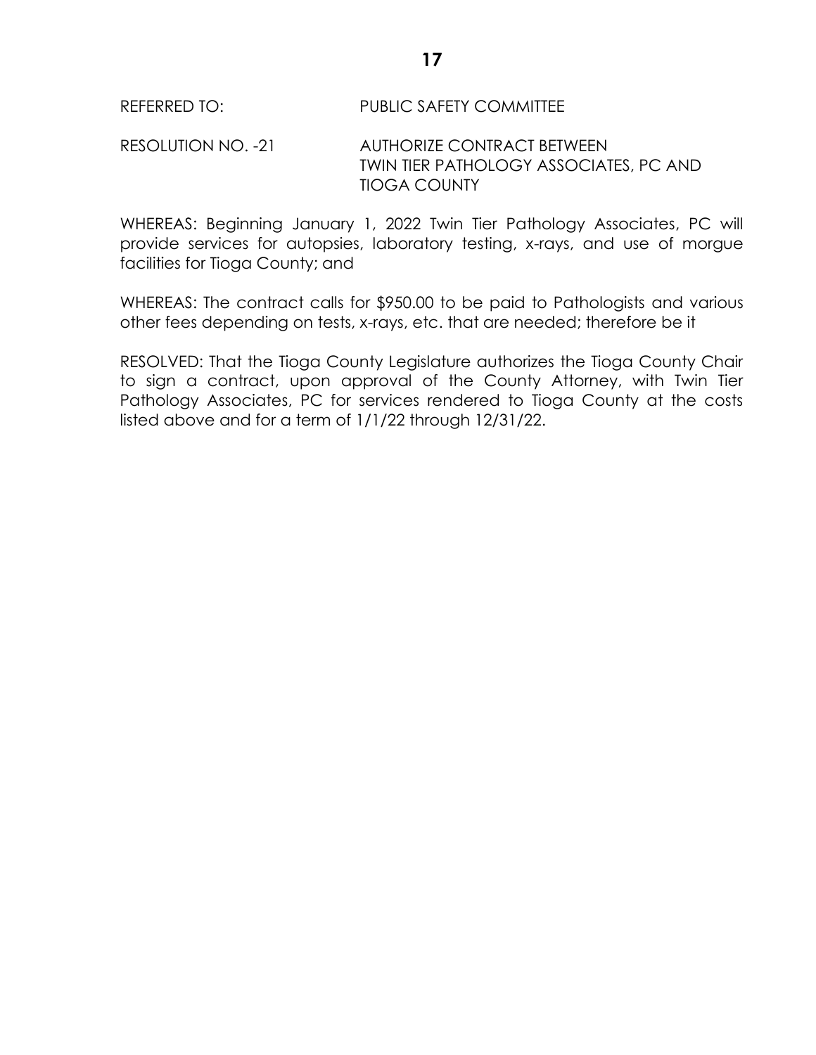REFERRED TO: PUBLIC SAFETY COMMITTEE

RESOLUTION NO. -21 AUTHORIZE CONTRACT BETWEEN TWIN TIER PATHOLOGY ASSOCIATES, PC AND TIOGA COUNTY

WHEREAS: Beginning January 1, 2022 Twin Tier Pathology Associates, PC will provide services for autopsies, laboratory testing, x-rays, and use of morgue facilities for Tioga County; and

WHEREAS: The contract calls for $950.00 to be paid to Pathologists and various other fees depending on tests, x-rays, etc. that are needed; therefore be it

RESOLVED: That the Tioga County Legislature authorizes the Tioga County Chair to sign a contract, upon approval of the County Attorney, with Twin Tier Pathology Associates, PC for services rendered to Tioga County at the costs listed above and for a term of 1/1/22 through 12/31/22.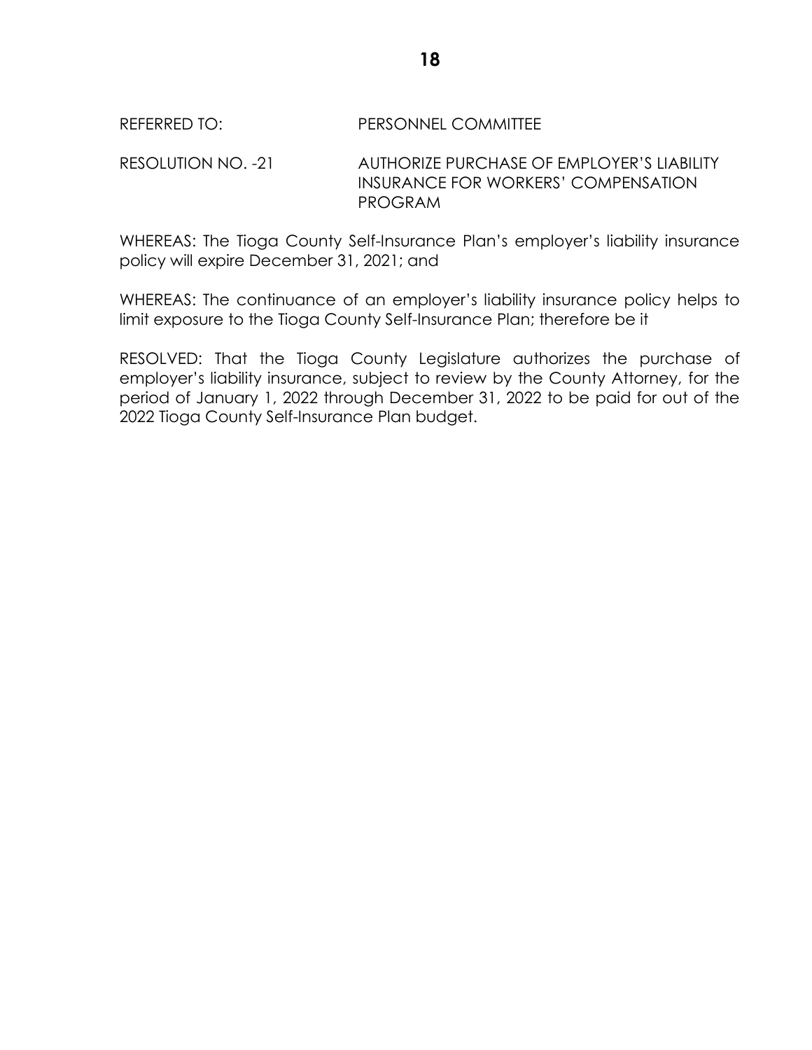REFERRED TO: PERSONNEL COMMITTEE

RESOLUTION NO. -21 AUTHORIZE PURCHASE OF EMPLOYER'S LIABILITY INSURANCE FOR WORKERS' COMPENSATION PROGRAM

WHEREAS: The Tioga County Self-Insurance Plan's employer's liability insurance policy will expire December 31, 2021; and

WHEREAS: The continuance of an employer's liability insurance policy helps to limit exposure to the Tioga County Self-Insurance Plan; therefore be it

RESOLVED: That the Tioga County Legislature authorizes the purchase of employer's liability insurance, subject to review by the County Attorney, for the period of January 1, 2022 through December 31, 2022 to be paid for out of the 2022 Tioga County Self-Insurance Plan budget.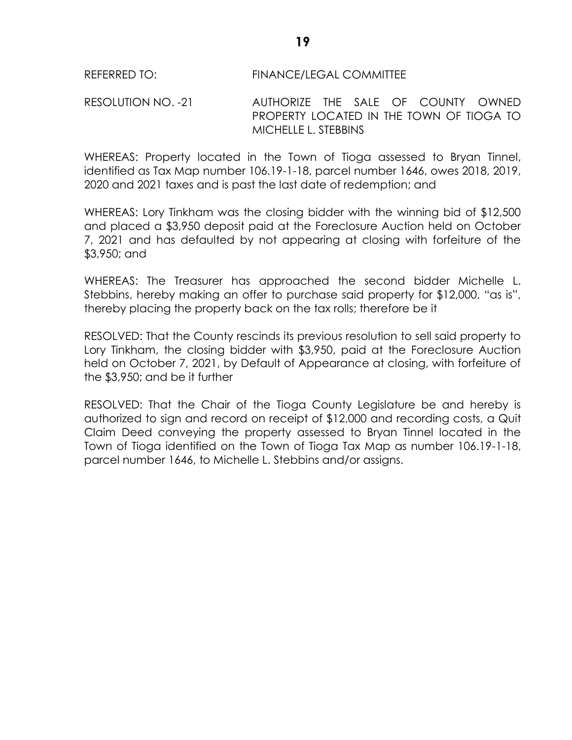REFERRED TO: FINANCE/LEGAL COMMITTEE

RESOLUTION NO. -21 AUTHORIZE THE SALE OF COUNTY OWNED PROPERTY LOCATED IN THE TOWN OF TIOGA TO MICHELLE L. STEBBINS

WHEREAS: Property located in the Town of Tioga assessed to Bryan Tinnel, identified as Tax Map number 106.19-1-18, parcel number 1646, owes 2018, 2019, 2020 and 2021 taxes and is past the last date of redemption; and

WHEREAS: Lory Tinkham was the closing bidder with the winning bid of $12,500 and placed a $3,950 deposit paid at the Foreclosure Auction held on October 7, 2021 and has defaulted by not appearing at closing with forfeiture of the $3,950; and

WHEREAS: The Treasurer has approached the second bidder Michelle L. Stebbins, hereby making an offer to purchase said property for $12,000, "as is", thereby placing the property back on the tax rolls; therefore be it

RESOLVED: That the County rescinds its previous resolution to sell said property to Lory Tinkham, the closing bidder with $3,950, paid at the Foreclosure Auction held on October 7, 2021, by Default of Appearance at closing, with forfeiture of the $3,950; and be it further

RESOLVED: That the Chair of the Tioga County Legislature be and hereby is authorized to sign and record on receipt of $12,000 and recording costs, a Quit Claim Deed conveying the property assessed to Bryan Tinnel located in the Town of Tioga identified on the Town of Tioga Tax Map as number 106.19-1-18, parcel number 1646, to Michelle L. Stebbins and/or assigns.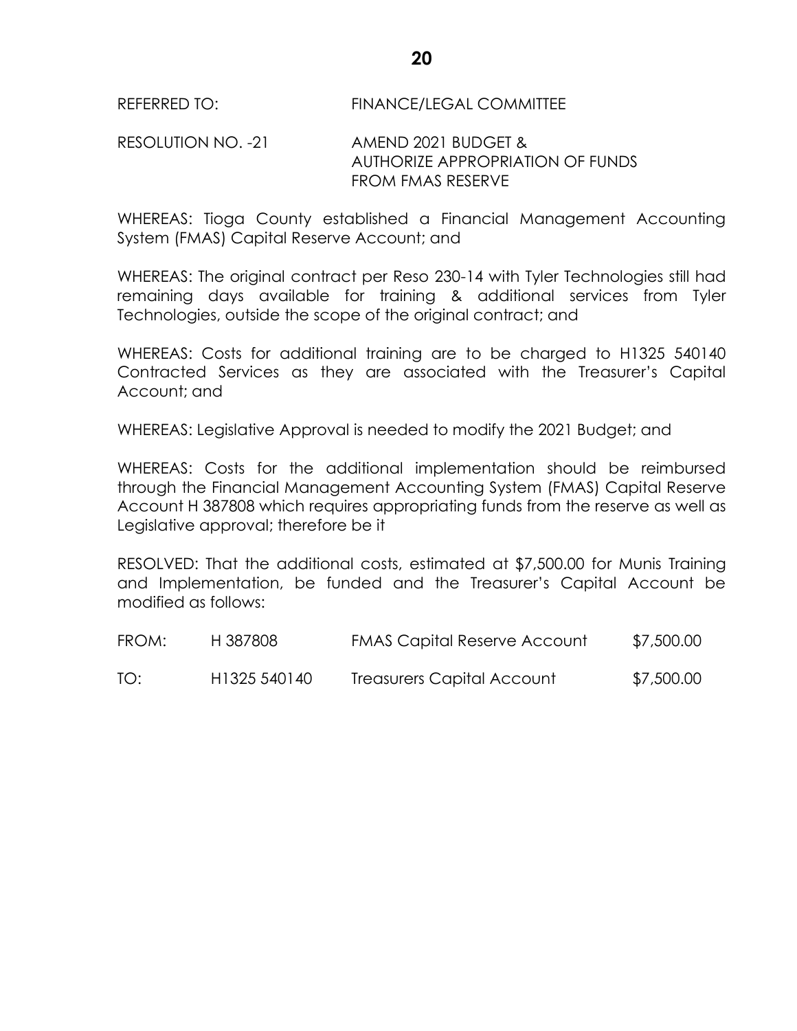REFERRED TO: FINANCE/LEGAL COMMITTEE

RESOLUTION NO. -21 AMEND 2021 BUDGET & AUTHORIZE APPROPRIATION OF FUNDS FROM FMAS RESERVE

WHEREAS: Tioga County established a Financial Management Accounting System (FMAS) Capital Reserve Account; and

WHEREAS: The original contract per Reso 230-14 with Tyler Technologies still had remaining days available for training & additional services from Tyler Technologies, outside the scope of the original contract; and

WHEREAS: Costs for additional training are to be charged to H1325 540140 Contracted Services as they are associated with the Treasurer's Capital Account; and

WHEREAS: Legislative Approval is needed to modify the 2021 Budget; and

WHEREAS: Costs for the additional implementation should be reimbursed through the Financial Management Accounting System (FMAS) Capital Reserve Account H 387808 which requires appropriating funds from the reserve as well as Legislative approval; therefore be it

RESOLVED: That the additional costs, estimated at $7,500.00 for Munis Training and Implementation, be funded and the Treasurer's Capital Account be modified as follows:

| | | | |
|---|---|---|---|
| FROM: | H 387808 | FMAS Capital Reserve Account | $7,500.00 |
| TO: | H1325 540140 | Treasurers Capital Account | $7,500.00 |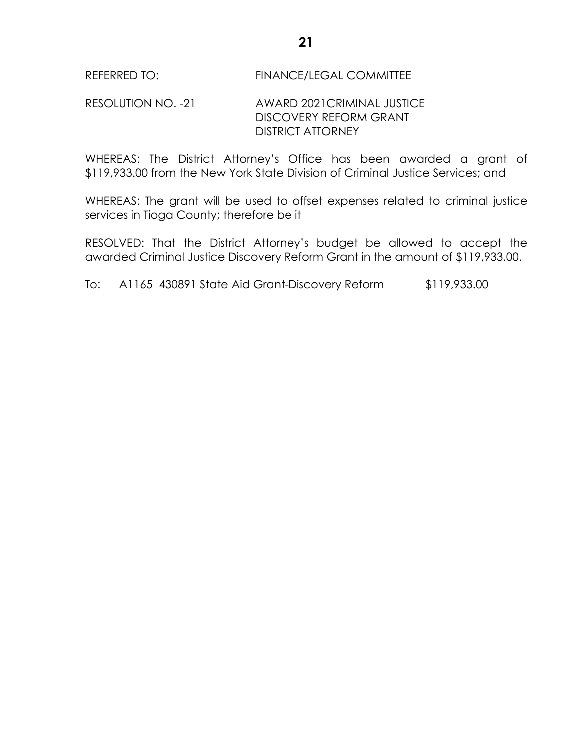REFERRED TO: FINANCE/LEGAL COMMITTEE

RESOLUTION NO. -21 AWARD 2021CRIMINAL JUSTICE DISCOVERY REFORM GRANT DISTRICT ATTORNEY

WHEREAS: The District Attorney's Office has been awarded a grant of $119,933.00 from the New York State Division of Criminal Justice Services; and

WHEREAS: The grant will be used to offset expenses related to criminal justice services in Tioga County; therefore be it

RESOLVED: That the District Attorney's budget be allowed to accept the awarded Criminal Justice Discovery Reform Grant in the amount of $119,933.00.

To: A1165 430891 State Aid Grant-Discovery Reform $119,933.00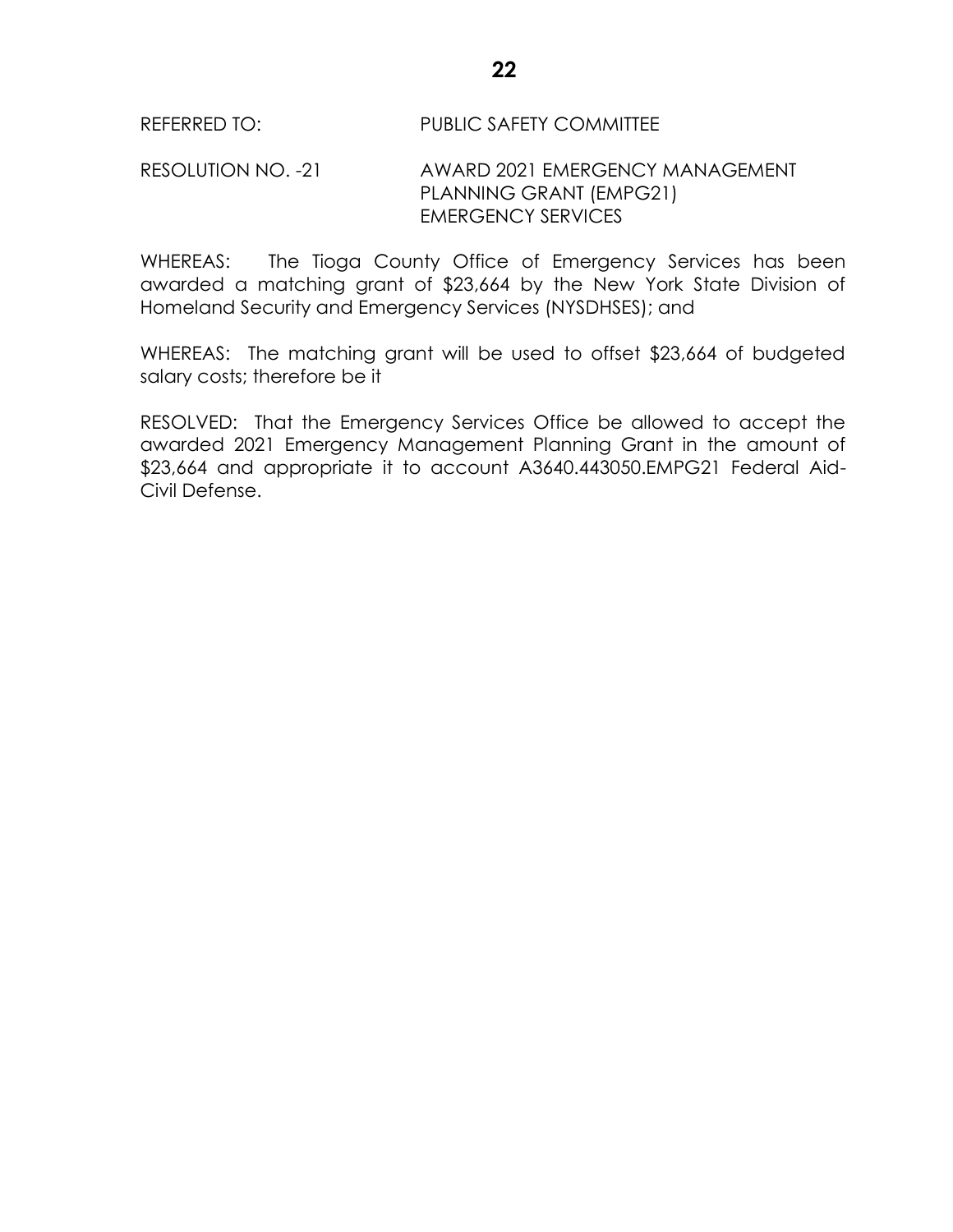REFERRED TO: PUBLIC SAFETY COMMITTEE

RESOLUTION NO. -21 AWARD 2021 EMERGENCY MANAGEMENT PLANNING GRANT (EMPG21) EMERGENCY SERVICES

WHEREAS: The Tioga County Office of Emergency Services has been awarded a matching grant of $23,664 by the New York State Division of Homeland Security and Emergency Services (NYSDHSES); and

WHEREAS: The matching grant will be used to offset $23,664 of budgeted salary costs; therefore be it

RESOLVED: That the Emergency Services Office be allowed to accept the awarded 2021 Emergency Management Planning Grant in the amount of $23,664 and appropriate it to account A3640.443050.EMPG21 Federal Aid-Civil Defense.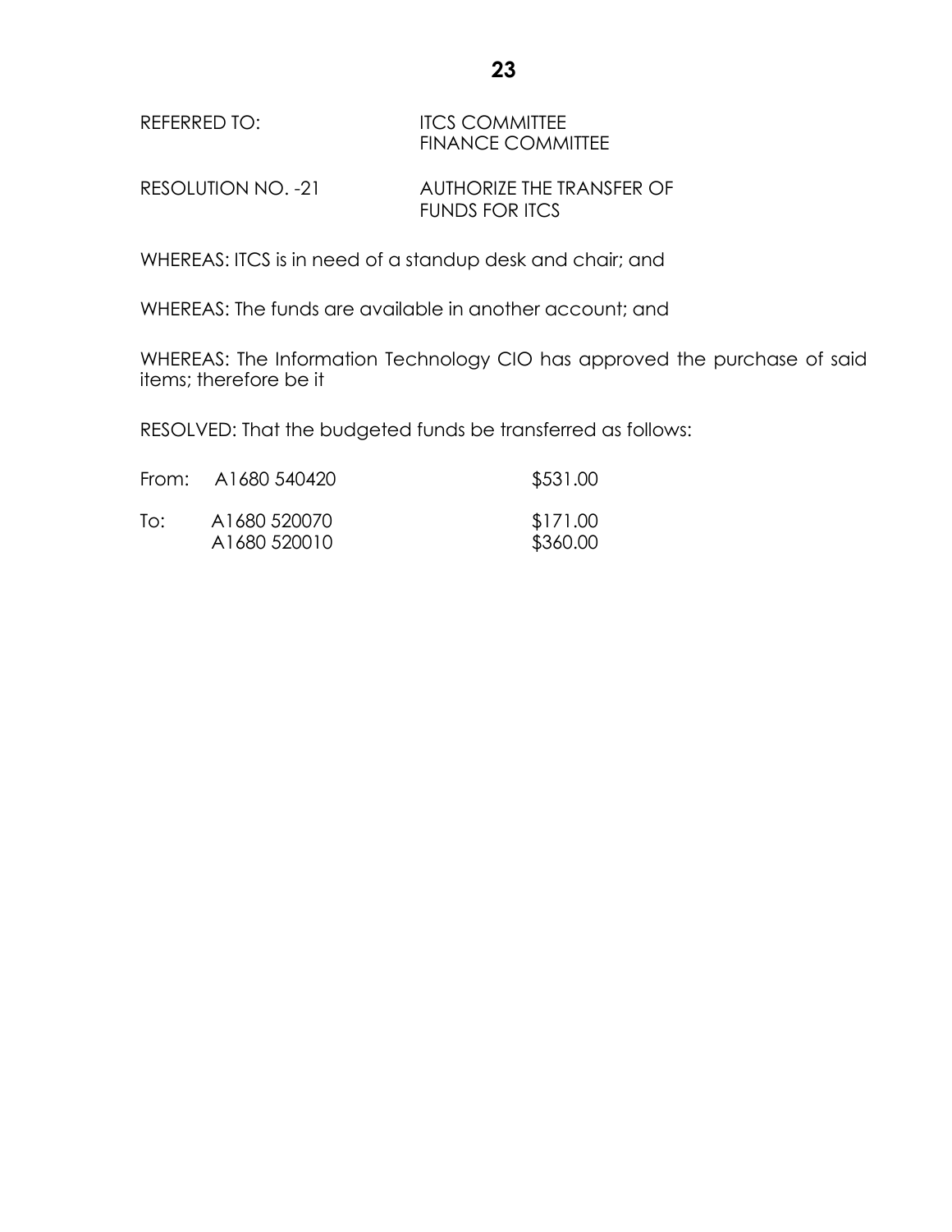REFERRED TO: ITCS COMMITTEE
FINANCE COMMITTEE

RESOLUTION NO. -21 AUTHORIZE THE TRANSFER OF FUNDS FOR ITCS

WHEREAS: ITCS is in need of a standup desk and chair; and

WHEREAS: The funds are available in another account; and

WHEREAS: The Information Technology CIO has approved the purchase of said items; therefore be it

RESOLVED: That the budgeted funds be transferred as follows:

| | | |
|---|---|---|
| From: | A1680 540420 | $531.00 |
| To: | A1680 520070 | $171.00 |
| | A1680 520010 | $360.00 |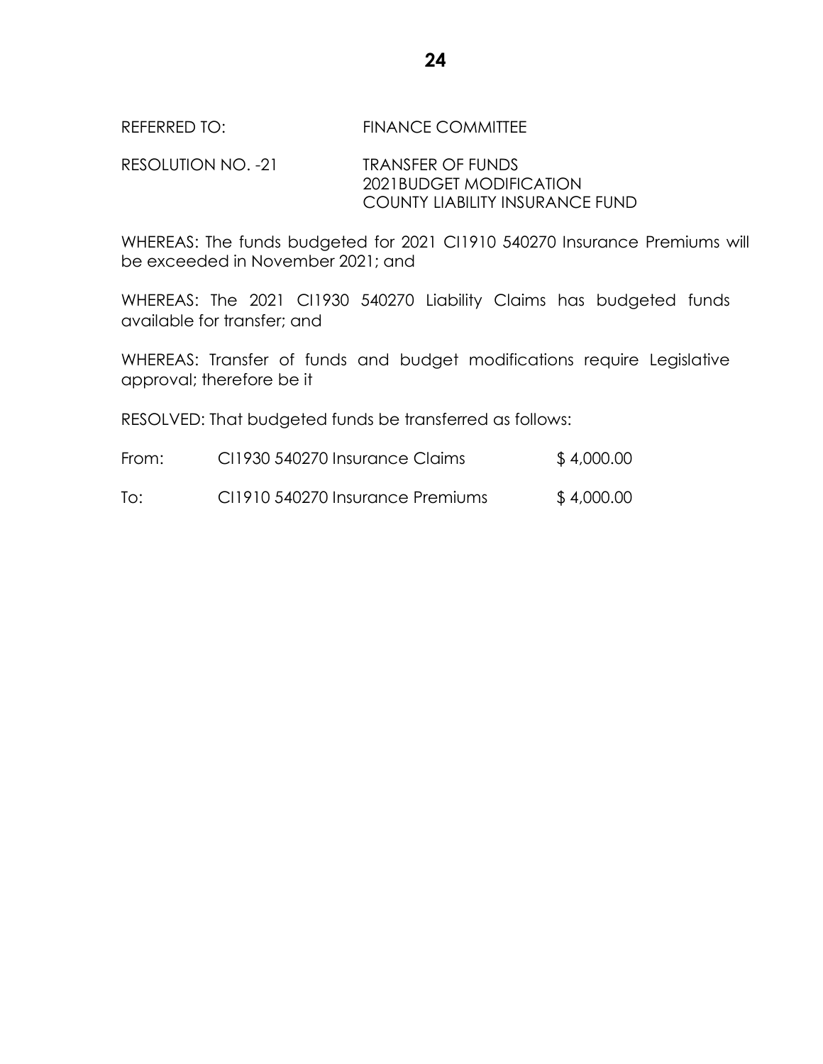REFERRED TO: FINANCE COMMITTEE

RESOLUTION NO. -21 TRANSFER OF FUNDS
2021BUDGET MODIFICATION
COUNTY LIABILITY INSURANCE FUND

WHEREAS: The funds budgeted for 2021 CI1910 540270 Insurance Premiums will be exceeded in November 2021; and

WHEREAS: The 2021 CI1930 540270 Liability Claims has budgeted funds available for transfer; and

WHEREAS: Transfer of funds and budget modifications require Legislative approval; therefore be it

RESOLVED: That budgeted funds be transferred as follows:

| | | |
|---|---|---|
| From: | CI1930 540270 Insurance Claims | $ 4,000.00 |
| To: | CI1910 540270 Insurance Premiums | $ 4,000.00 |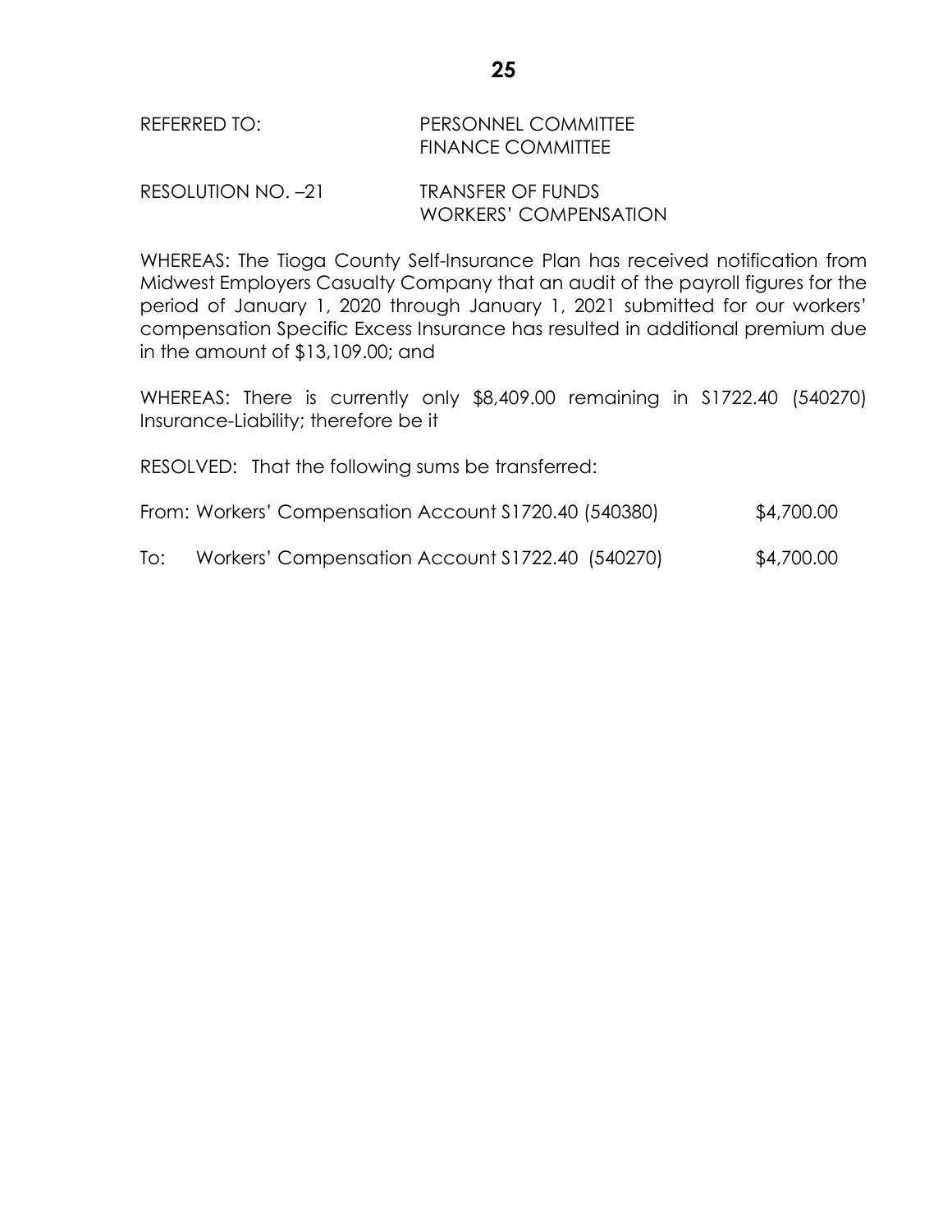REFERRED TO: PERSONNEL COMMITTEE
FINANCE COMMITTEE

RESOLUTION NO. –21 TRANSFER OF FUNDS
WORKERS' COMPENSATION

WHEREAS: The Tioga County Self-Insurance Plan has received notification from Midwest Employers Casualty Company that an audit of the payroll figures for the period of January 1, 2020 through January 1, 2021 submitted for our workers' compensation Specific Excess Insurance has resulted in additional premium due in the amount of $13,109.00; and

WHEREAS: There is currently only $8,409.00 remaining in S1722.40 (540270) Insurance-Liability; therefore be it

RESOLVED: That the following sums be transferred:

From: Workers' Compensation Account S1720.40 (540380) $4,700.00

To: Workers' Compensation Account S1722.40 (540270) $4,700.00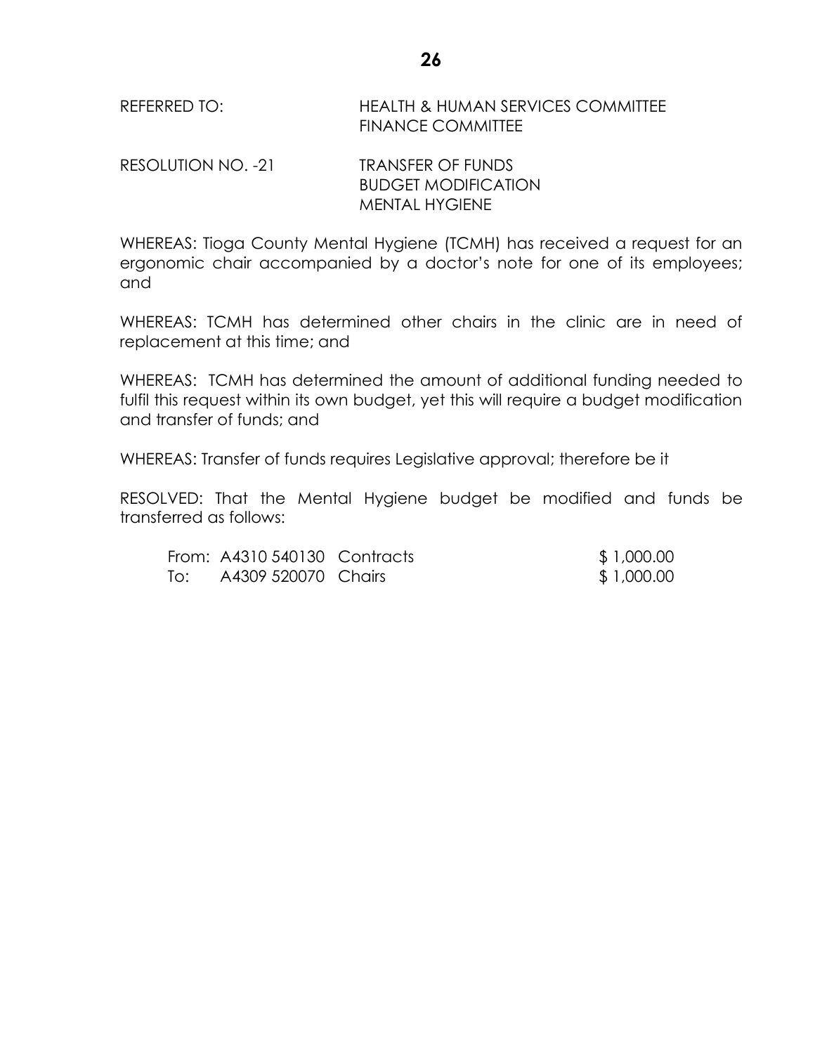REFERRED TO: HEALTH & HUMAN SERVICES COMMITTEE
FINANCE COMMITTEE

RESOLUTION NO. -21 TRANSFER OF FUNDS
BUDGET MODIFICATION
MENTAL HYGIENE

WHEREAS: Tioga County Mental Hygiene (TCMH) has received a request for an ergonomic chair accompanied by a doctor's note for one of its employees; and

WHEREAS: TCMH has determined other chairs in the clinic are in need of replacement at this time; and

WHEREAS: TCMH has determined the amount of additional funding needed to fulfil this request within its own budget, yet this will require a budget modification and transfer of funds; and

WHEREAS: Transfer of funds requires Legislative approval; therefore be it

RESOLVED: That the Mental Hygiene budget be modified and funds be transferred as follows:

| | | | |
|---|---|---|---|
| From: | A4310 540130 | Contracts | $ 1,000.00 |
| To: | A4309 520070 | Chairs | $ 1,000.00 |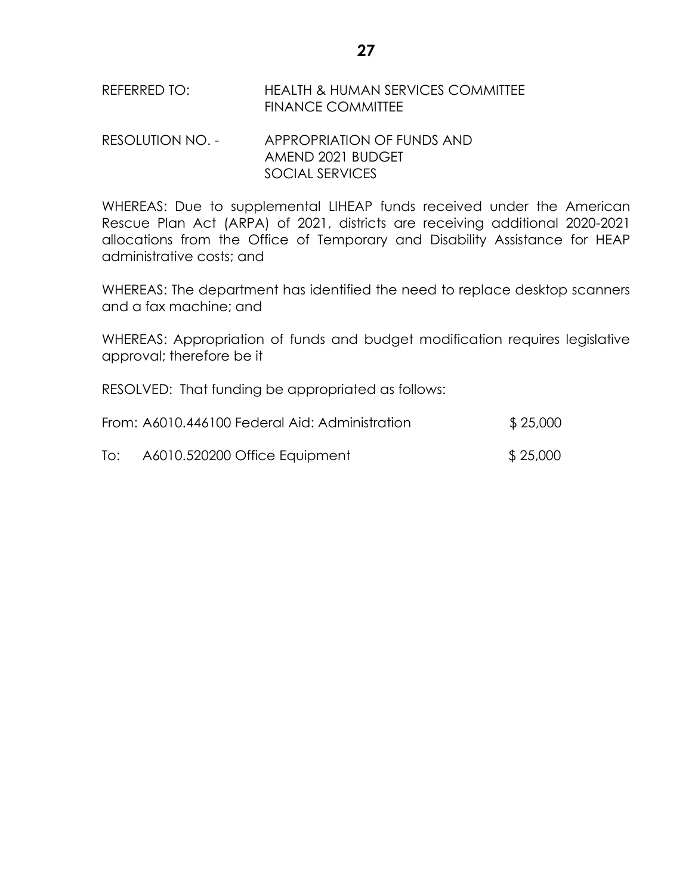REFERRED TO: HEALTH & HUMAN SERVICES COMMITTEE
FINANCE COMMITTEE

RESOLUTION NO. - APPROPRIATION OF FUNDS AND
AMEND 2021 BUDGET
SOCIAL SERVICES

WHEREAS: Due to supplemental LIHEAP funds received under the American Rescue Plan Act (ARPA) of 2021, districts are receiving additional 2020-2021 allocations from the Office of Temporary and Disability Assistance for HEAP administrative costs; and

WHEREAS: The department has identified the need to replace desktop scanners and a fax machine; and

WHEREAS: Appropriation of funds and budget modification requires legislative approval; therefore be it

RESOLVED: That funding be appropriated as follows:

| | | |
|---|---|---|
| From: | A6010.446100 Federal Aid: Administration | $ 25,000 |
| To: | A6010.520200 Office Equipment | $ 25,000 |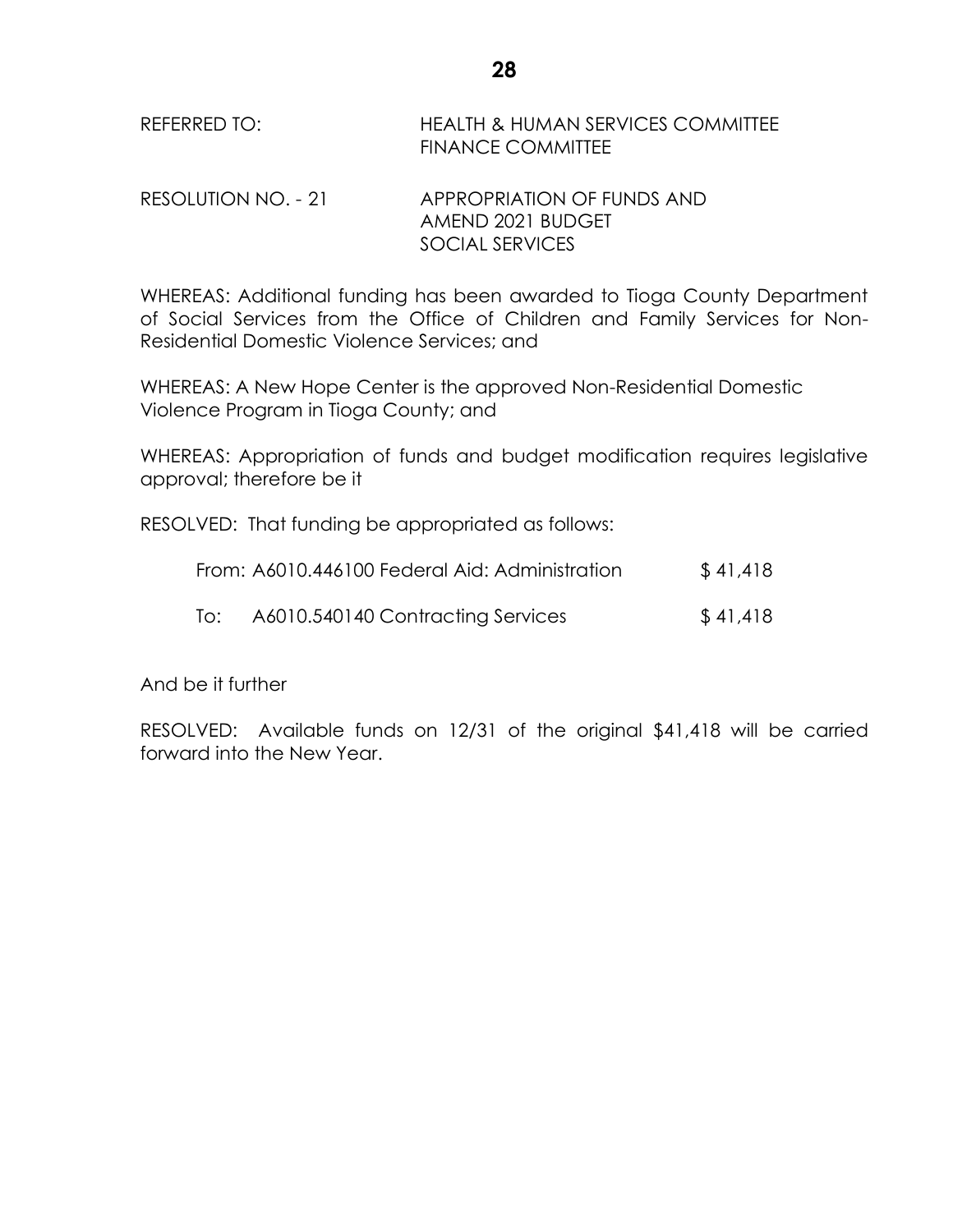REFERRED TO: HEALTH & HUMAN SERVICES COMMITTEE
FINANCE COMMITTEE

RESOLUTION NO. - 21 APPROPRIATION OF FUNDS AND
AMEND 2021 BUDGET
SOCIAL SERVICES

WHEREAS: Additional funding has been awarded to Tioga County Department of Social Services from the Office of Children and Family Services for Non-Residential Domestic Violence Services; and

WHEREAS: A New Hope Center is the approved Non-Residential Domestic Violence Program in Tioga County; and

WHEREAS: Appropriation of funds and budget modification requires legislative approval; therefore be it

RESOLVED: That funding be appropriated as follows:

From: A6010.446100 Federal Aid: Administration $ 41,418

To: A6010.540140 Contracting Services $ 41,418

And be it further

RESOLVED: Available funds on 12/31 of the original $41,418 will be carried forward into the New Year.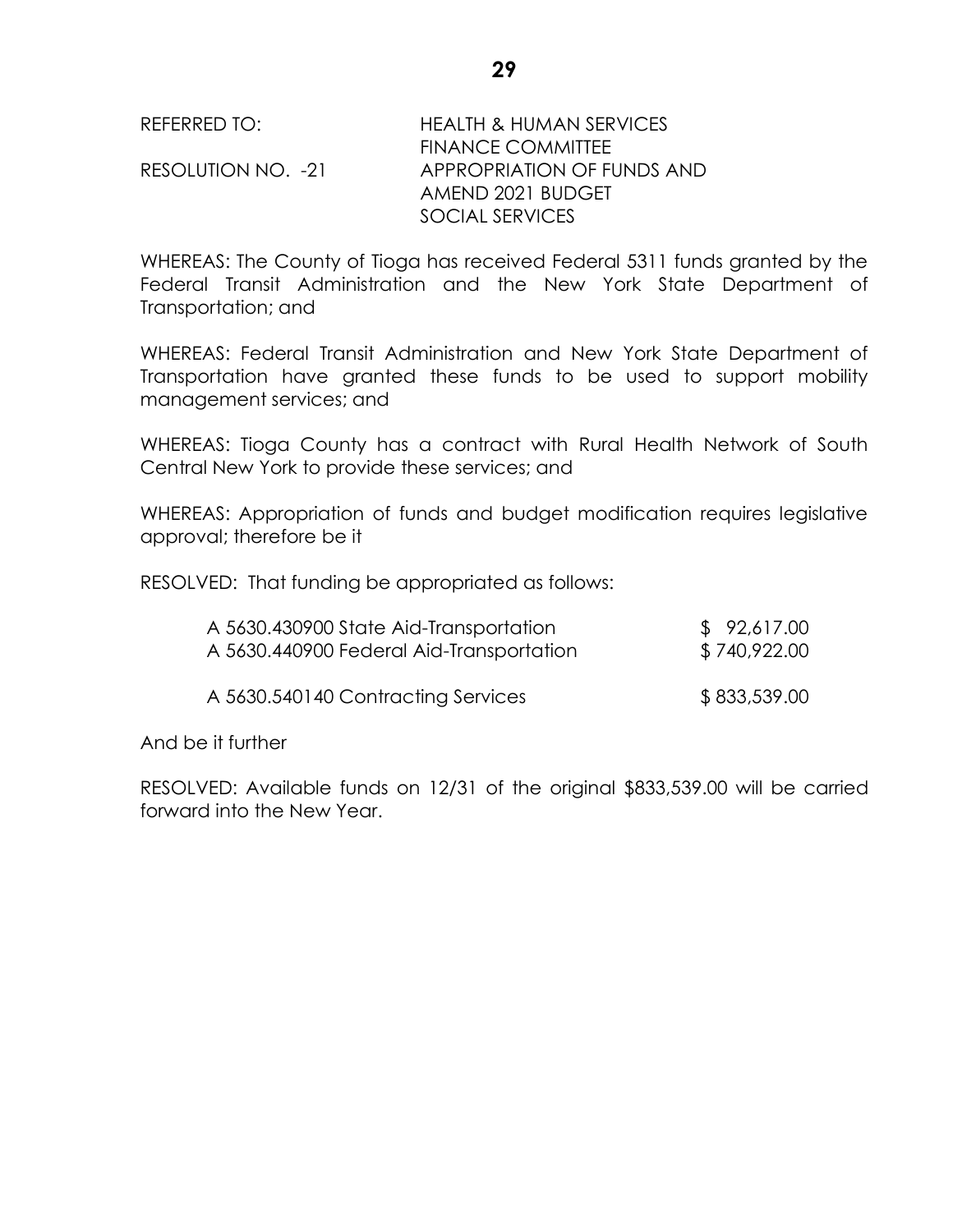REFERRED TO: HEALTH & HUMAN SERVICES
FINANCE COMMITTEE

RESOLUTION NO. -21 APPROPRIATION OF FUNDS AND
AMEND 2021 BUDGET
SOCIAL SERVICES

WHEREAS: The County of Tioga has received Federal 5311 funds granted by the Federal Transit Administration and the New York State Department of Transportation; and

WHEREAS: Federal Transit Administration and New York State Department of Transportation have granted these funds to be used to support mobility management services; and

WHEREAS: Tioga County has a contract with Rural Health Network of South Central New York to provide these services; and

WHEREAS: Appropriation of funds and budget modification requires legislative approval; therefore be it

RESOLVED: That funding be appropriated as follows:

| | |
|---|---|
| A 5630.430900 State Aid-Transportation | $ 92,617.00 |
| A 5630.440900 Federal Aid-Transportation | $ 740,922.00 |
| | |
| A 5630.540140 Contracting Services | $ 833,539.00 |

And be it further

RESOLVED: Available funds on 12/31 of the original $833,539.00 will be carried forward into the New Year.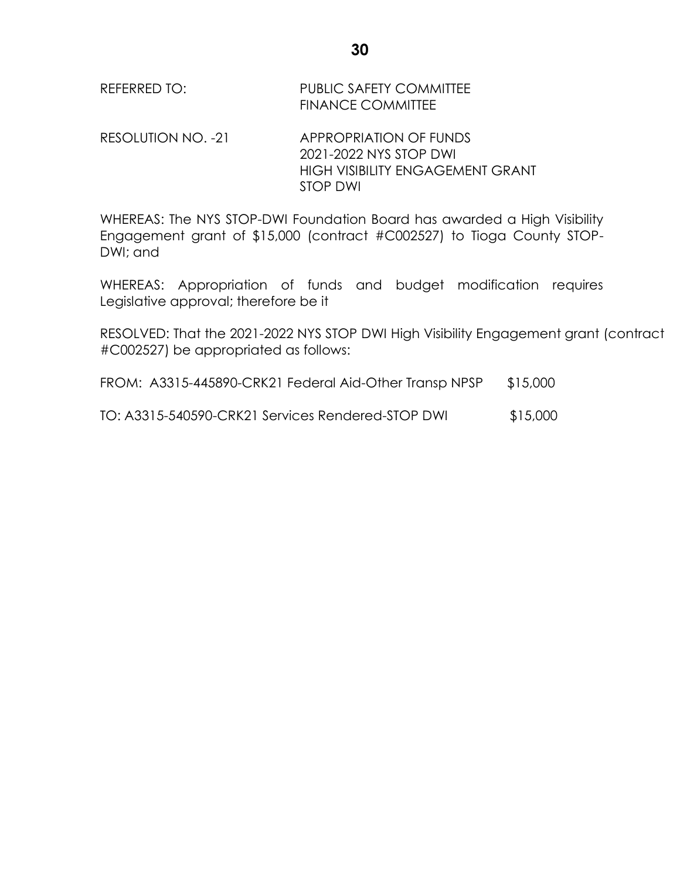REFERRED TO: PUBLIC SAFETY COMMITTEE
FINANCE COMMITTEE

RESOLUTION NO. -21 APPROPRIATION OF FUNDS
2021-2022 NYS STOP DWI
HIGH VISIBILITY ENGAGEMENT GRANT
STOP DWI

WHEREAS: The NYS STOP-DWI Foundation Board has awarded a High Visibility Engagement grant of $15,000 (contract #C002527) to Tioga County STOP-DWI; and

WHEREAS: Appropriation of funds and budget modification requires Legislative approval; therefore be it

RESOLVED: That the 2021-2022 NYS STOP DWI High Visibility Engagement grant (contract #C002527) be appropriated as follows:

FROM: A3315-445890-CRK21 Federal Aid-Other Transp NPSP $15,000

TO: A3315-540590-CRK21 Services Rendered-STOP DWI $15,000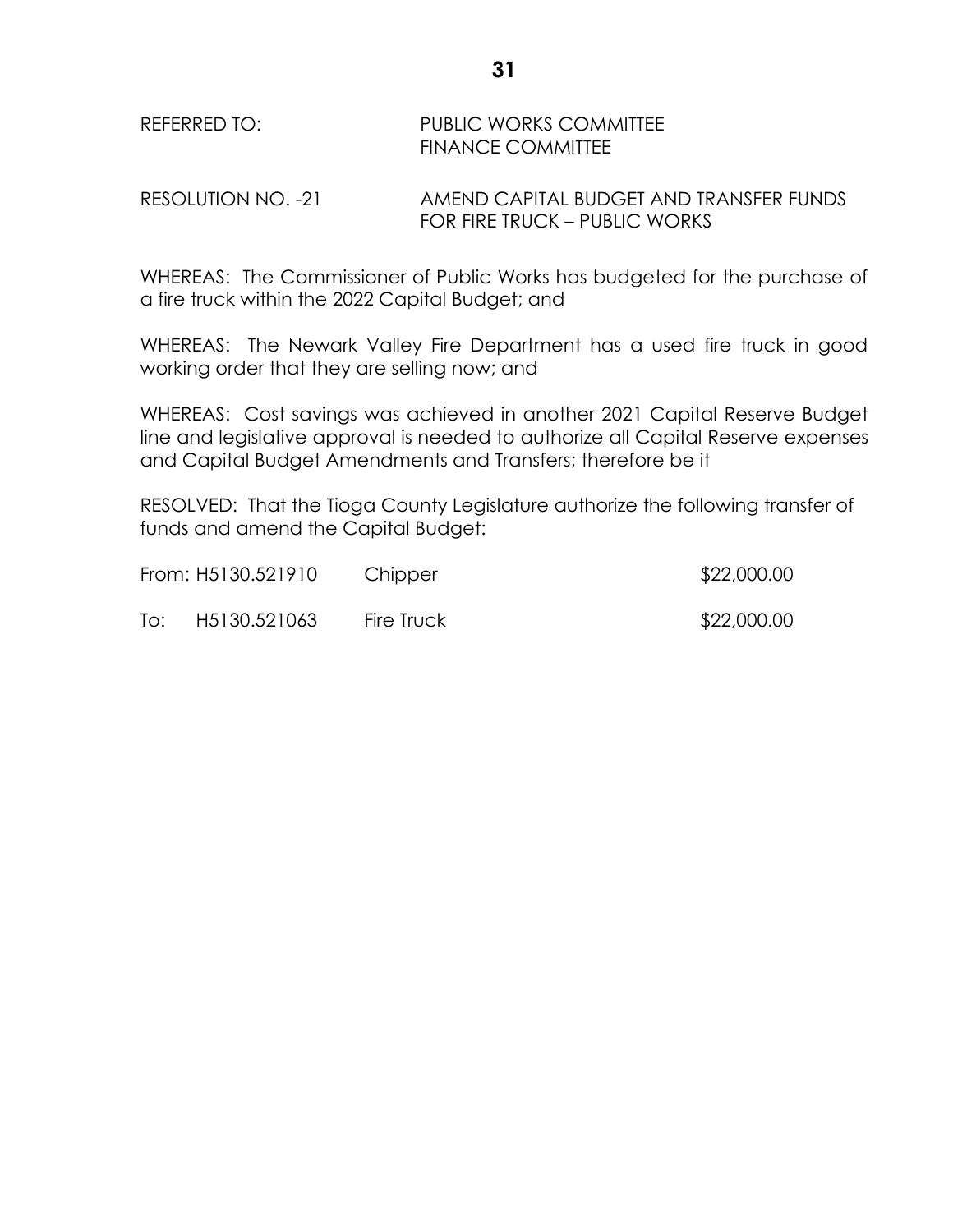REFERRED TO: PUBLIC WORKS COMMITTEE
FINANCE COMMITTEE

RESOLUTION NO. -21 AMEND CAPITAL BUDGET AND TRANSFER FUNDS FOR FIRE TRUCK – PUBLIC WORKS

WHEREAS: The Commissioner of Public Works has budgeted for the purchase of a fire truck within the 2022 Capital Budget; and

WHEREAS: The Newark Valley Fire Department has a used fire truck in good working order that they are selling now; and

WHEREAS: Cost savings was achieved in another 2021 Capital Reserve Budget line and legislative approval is needed to authorize all Capital Reserve expenses and Capital Budget Amendments and Transfers; therefore be it

RESOLVED: That the Tioga County Legislature authorize the following transfer of funds and amend the Capital Budget:

| | | | |
|---|---|---|---|
| From: | H5130.521910 | Chipper | $22,000.00 |
| To: | H5130.521063 | Fire Truck | $22,000.00 |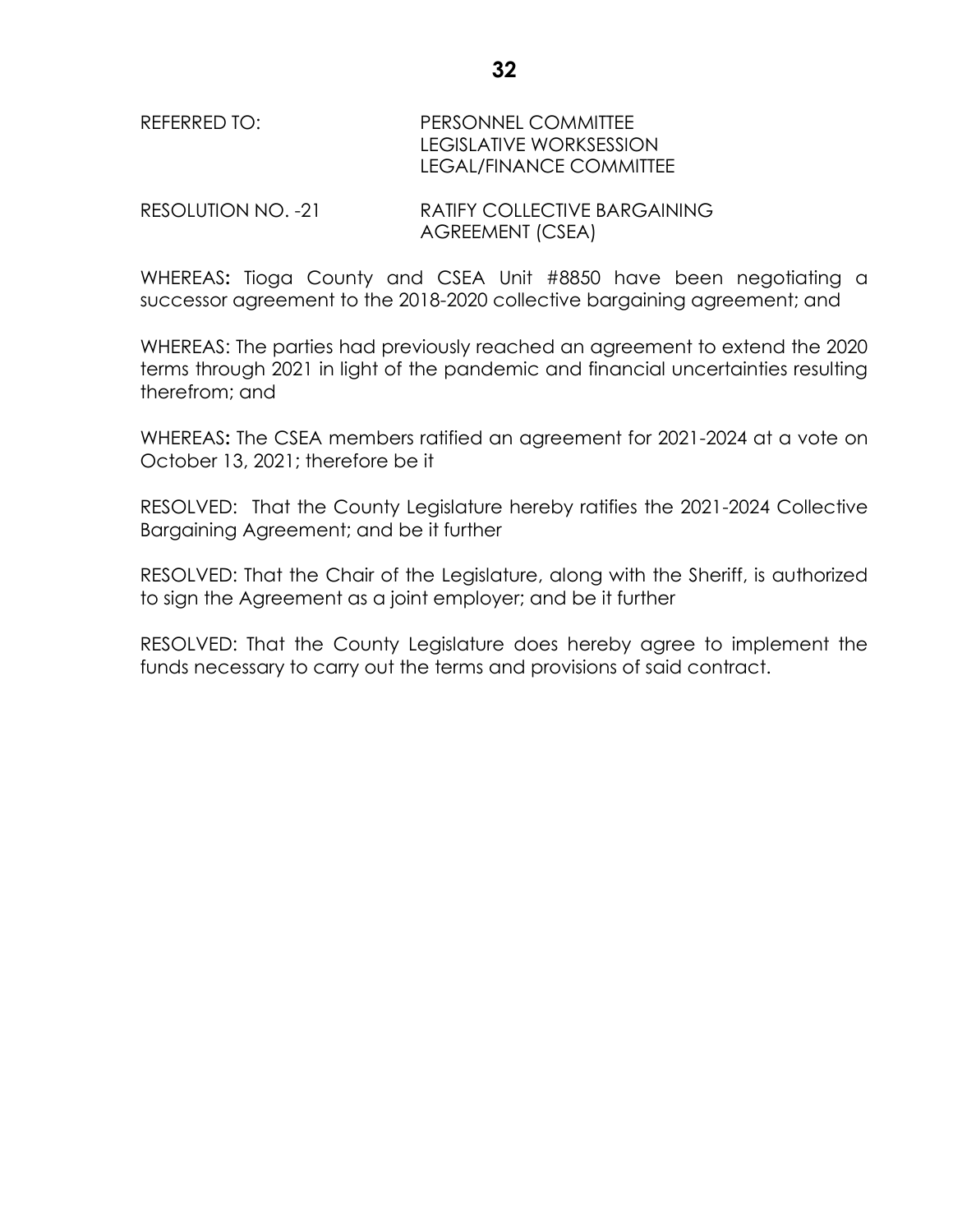REFERRED TO: PERSONNEL COMMITTEE
LEGISLATIVE WORKSESSION
LEGAL/FINANCE COMMITTEE

RESOLUTION NO. -21 RATIFY COLLECTIVE BARGAINING AGREEMENT (CSEA)

WHEREAS**:** Tioga County and CSEA Unit #8850 have been negotiating a successor agreement to the 2018-2020 collective bargaining agreement; and

WHEREAS: The parties had previously reached an agreement to extend the 2020 terms through 2021 in light of the pandemic and financial uncertainties resulting therefrom; and

WHEREAS**:** The CSEA members ratified an agreement for 2021-2024 at a vote on October 13, 2021; therefore be it

RESOLVED: That the County Legislature hereby ratifies the 2021-2024 Collective Bargaining Agreement; and be it further

RESOLVED: That the Chair of the Legislature, along with the Sheriff, is authorized to sign the Agreement as a joint employer; and be it further

RESOLVED: That the County Legislature does hereby agree to implement the funds necessary to carry out the terms and provisions of said contract.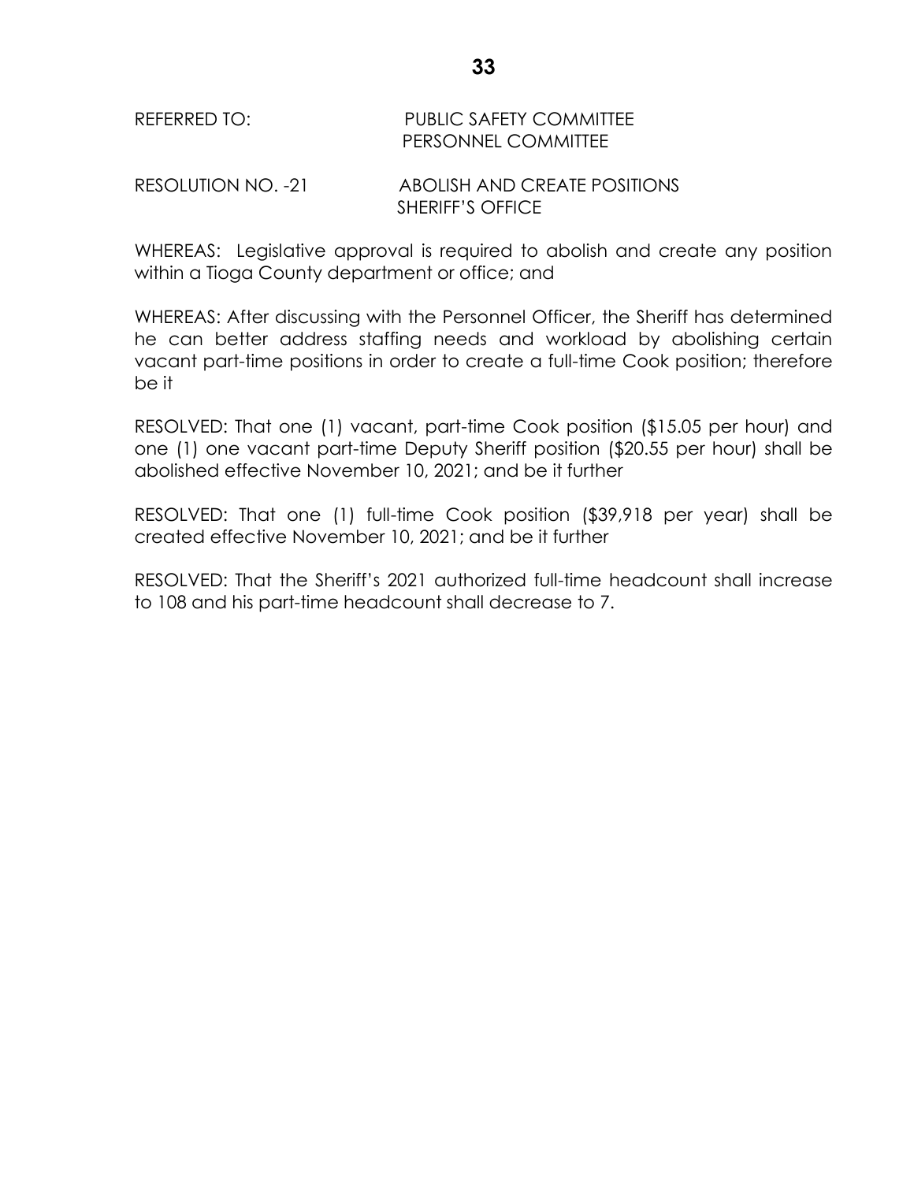REFERRED TO: PUBLIC SAFETY COMMITTEE
PERSONNEL COMMITTEE

RESOLUTION NO. -21 ABOLISH AND CREATE POSITIONS
SHERIFF'S OFFICE

WHEREAS: Legislative approval is required to abolish and create any position within a Tioga County department or office; and

WHEREAS: After discussing with the Personnel Officer, the Sheriff has determined he can better address staffing needs and workload by abolishing certain vacant part-time positions in order to create a full-time Cook position; therefore be it

RESOLVED: That one (1) vacant, part-time Cook position ($15.05 per hour) and one (1) one vacant part-time Deputy Sheriff position ($20.55 per hour) shall be abolished effective November 10, 2021; and be it further

RESOLVED: That one (1) full-time Cook position ($39,918 per year) shall be created effective November 10, 2021; and be it further

RESOLVED: That the Sheriff's 2021 authorized full-time headcount shall increase to 108 and his part-time headcount shall decrease to 7.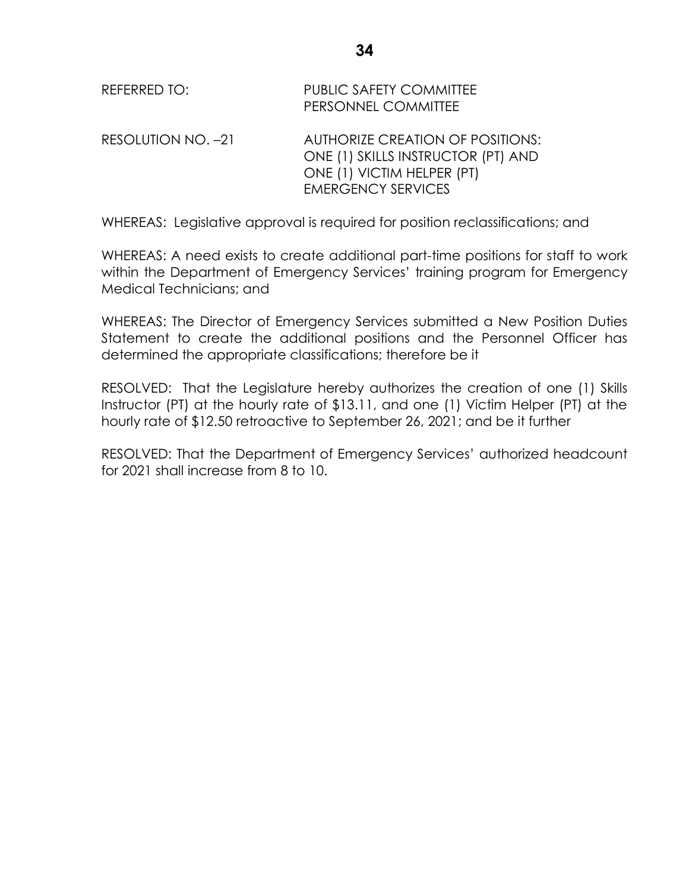REFERRED TO: PUBLIC SAFETY COMMITTEE
PERSONNEL COMMITTEE

RESOLUTION NO. –21 AUTHORIZE CREATION OF POSITIONS: ONE (1) SKILLS INSTRUCTOR (PT) AND ONE (1) VICTIM HELPER (PT) EMERGENCY SERVICES

WHEREAS: Legislative approval is required for position reclassifications; and

WHEREAS: A need exists to create additional part-time positions for staff to work within the Department of Emergency Services' training program for Emergency Medical Technicians; and

WHEREAS: The Director of Emergency Services submitted a New Position Duties Statement to create the additional positions and the Personnel Officer has determined the appropriate classifications; therefore be it

RESOLVED: That the Legislature hereby authorizes the creation of one (1) Skills Instructor (PT) at the hourly rate of $13.11, and one (1) Victim Helper (PT) at the hourly rate of $12.50 retroactive to September 26, 2021; and be it further

RESOLVED: That the Department of Emergency Services' authorized headcount for 2021 shall increase from 8 to 10.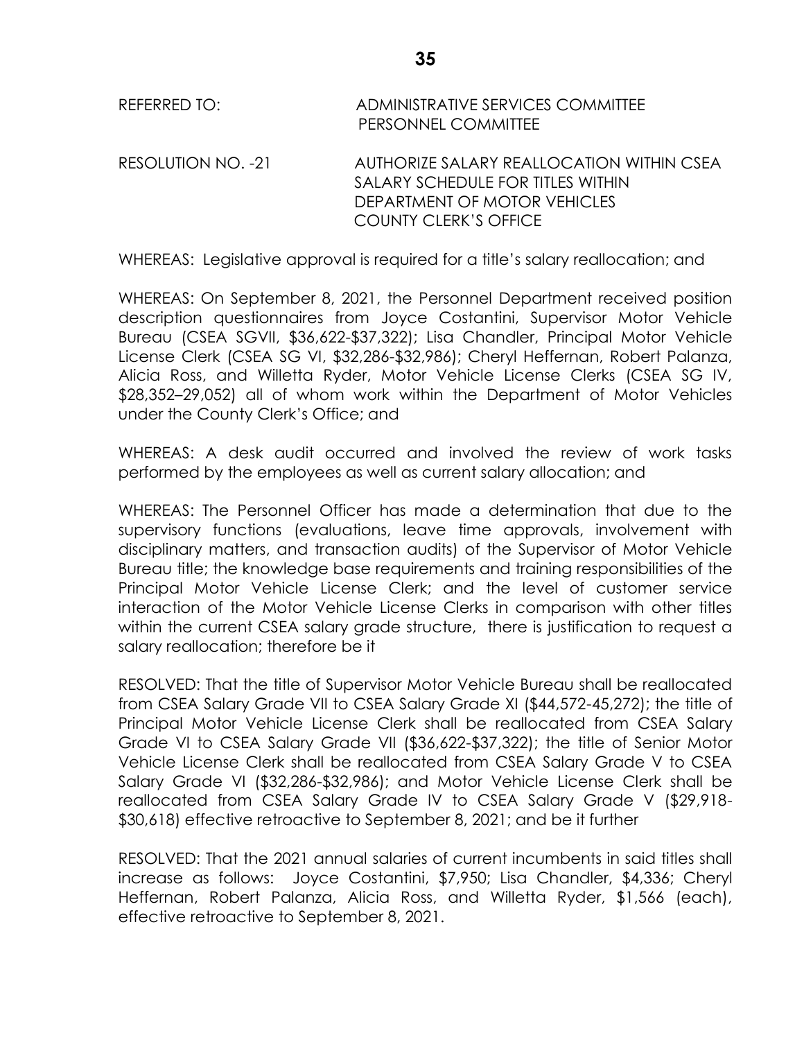REFERRED TO: ADMINISTRATIVE SERVICES COMMITTEE
PERSONNEL COMMITTEE

RESOLUTION NO. -21 AUTHORIZE SALARY REALLOCATION WITHIN CSEA SALARY SCHEDULE FOR TITLES WITHIN DEPARTMENT OF MOTOR VEHICLES COUNTY CLERK'S OFFICE

WHEREAS: Legislative approval is required for a title's salary reallocation; and

WHEREAS: On September 8, 2021, the Personnel Department received position description questionnaires from Joyce Costantini, Supervisor Motor Vehicle Bureau (CSEA SGVII, $36,622-$37,322); Lisa Chandler, Principal Motor Vehicle License Clerk (CSEA SG VI, $32,286-$32,986); Cheryl Heffernan, Robert Palanza, Alicia Ross, and Willetta Ryder, Motor Vehicle License Clerks (CSEA SG IV, $28,352–29,052) all of whom work within the Department of Motor Vehicles under the County Clerk's Office; and

WHEREAS: A desk audit occurred and involved the review of work tasks performed by the employees as well as current salary allocation; and

WHEREAS: The Personnel Officer has made a determination that due to the supervisory functions (evaluations, leave time approvals, involvement with disciplinary matters, and transaction audits) of the Supervisor of Motor Vehicle Bureau title; the knowledge base requirements and training responsibilities of the Principal Motor Vehicle License Clerk; and the level of customer service interaction of the Motor Vehicle License Clerks in comparison with other titles within the current CSEA salary grade structure, there is justification to request a salary reallocation; therefore be it

RESOLVED: That the title of Supervisor Motor Vehicle Bureau shall be reallocated from CSEA Salary Grade VII to CSEA Salary Grade XI ($44,572-45,272); the title of Principal Motor Vehicle License Clerk shall be reallocated from CSEA Salary Grade VI to CSEA Salary Grade VII ($36,622-$37,322); the title of Senior Motor Vehicle License Clerk shall be reallocated from CSEA Salary Grade V to CSEA Salary Grade VI ($32,286-$32,986); and Motor Vehicle License Clerk shall be reallocated from CSEA Salary Grade IV to CSEA Salary Grade V ($29,918-$30,618) effective retroactive to September 8, 2021; and be it further

RESOLVED: That the 2021 annual salaries of current incumbents in said titles shall increase as follows: Joyce Costantini, $7,950; Lisa Chandler, $4,336; Cheryl Heffernan, Robert Palanza, Alicia Ross, and Willetta Ryder, $1,566 (each), effective retroactive to September 8, 2021.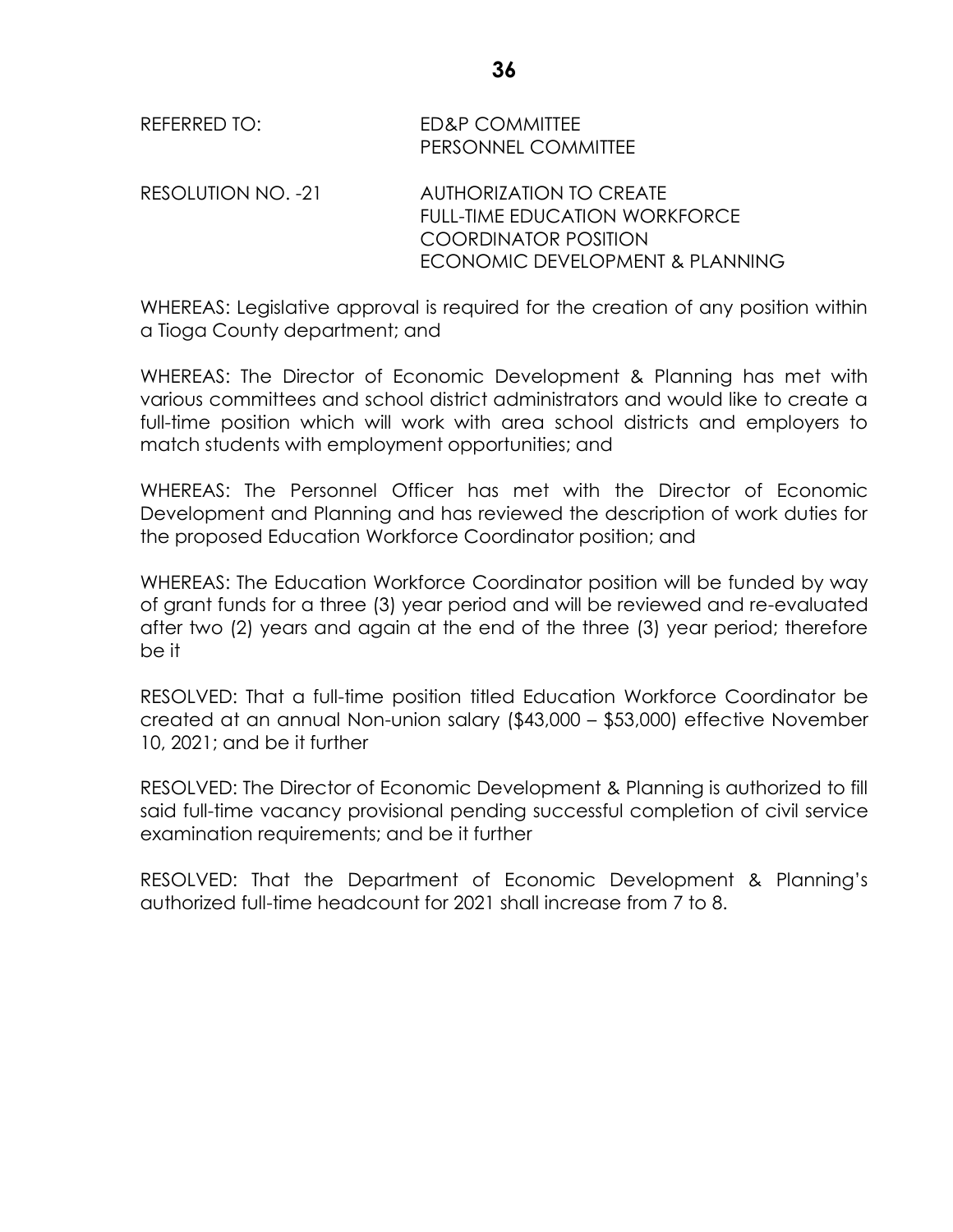REFERRED TO: ED&P COMMITTEE
PERSONNEL COMMITTEE

RESOLUTION NO. -21 AUTHORIZATION TO CREATE
FULL-TIME EDUCATION WORKFORCE
COORDINATOR POSITION
ECONOMIC DEVELOPMENT & PLANNING

WHEREAS: Legislative approval is required for the creation of any position within a Tioga County department; and

WHEREAS: The Director of Economic Development & Planning has met with various committees and school district administrators and would like to create a full-time position which will work with area school districts and employers to match students with employment opportunities; and

WHEREAS: The Personnel Officer has met with the Director of Economic Development and Planning and has reviewed the description of work duties for the proposed Education Workforce Coordinator position; and

WHEREAS: The Education Workforce Coordinator position will be funded by way of grant funds for a three (3) year period and will be reviewed and re-evaluated after two (2) years and again at the end of the three (3) year period; therefore be it

RESOLVED: That a full-time position titled Education Workforce Coordinator be created at an annual Non-union salary ($43,000 – $53,000) effective November 10, 2021; and be it further

RESOLVED: The Director of Economic Development & Planning is authorized to fill said full-time vacancy provisional pending successful completion of civil service examination requirements; and be it further

RESOLVED: That the Department of Economic Development & Planning's authorized full-time headcount for 2021 shall increase from 7 to 8.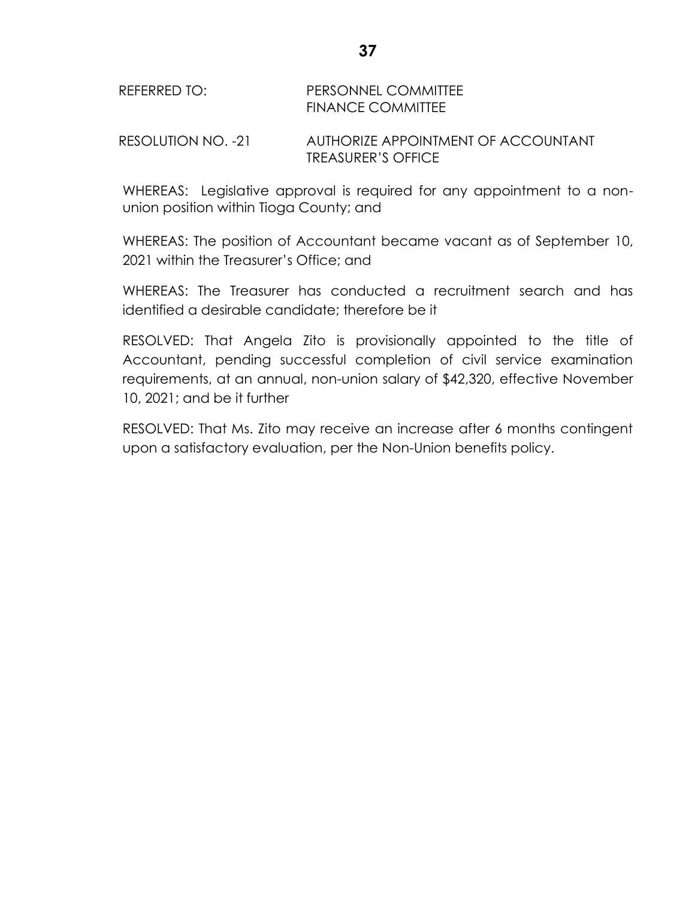REFERRED TO: PERSONNEL COMMITTEE
FINANCE COMMITTEE

RESOLUTION NO. -21 AUTHORIZE APPOINTMENT OF ACCOUNTANT
TREASURER'S OFFICE

WHEREAS: Legislative approval is required for any appointment to a non-union position within Tioga County; and

WHEREAS: The position of Accountant became vacant as of September 10, 2021 within the Treasurer's Office; and

WHEREAS: The Treasurer has conducted a recruitment search and has identified a desirable candidate; therefore be it

RESOLVED: That Angela Zito is provisionally appointed to the title of Accountant, pending successful completion of civil service examination requirements, at an annual, non-union salary of $42,320, effective November 10, 2021; and be it further

RESOLVED: That Ms. Zito may receive an increase after 6 months contingent upon a satisfactory evaluation, per the Non-Union benefits policy.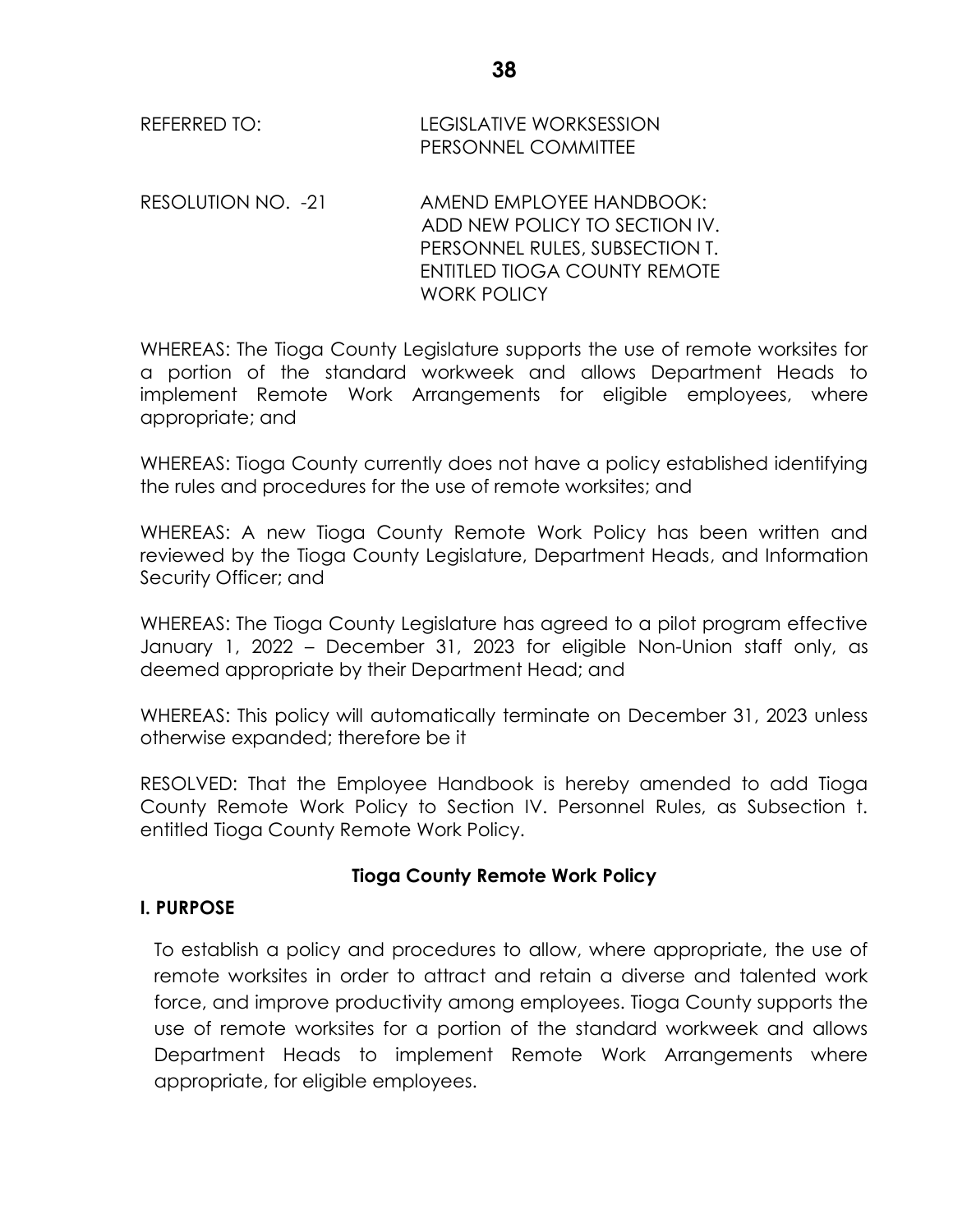REFERRED TO: LEGISLATIVE WORKSESSION
PERSONNEL COMMITTEE

RESOLUTION NO. -21 AMEND EMPLOYEE HANDBOOK: ADD NEW POLICY TO SECTION IV. PERSONNEL RULES, SUBSECTION T. ENTITLED TIOGA COUNTY REMOTE WORK POLICY

WHEREAS: The Tioga County Legislature supports the use of remote worksites for a portion of the standard workweek and allows Department Heads to implement Remote Work Arrangements for eligible employees, where appropriate; and

WHEREAS: Tioga County currently does not have a policy established identifying the rules and procedures for the use of remote worksites; and

WHEREAS: A new Tioga County Remote Work Policy has been written and reviewed by the Tioga County Legislature, Department Heads, and Information Security Officer; and

WHEREAS: The Tioga County Legislature has agreed to a pilot program effective January 1, 2022 – December 31, 2023 for eligible Non-Union staff only, as deemed appropriate by their Department Head; and

WHEREAS: This policy will automatically terminate on December 31, 2023 unless otherwise expanded; therefore be it

RESOLVED: That the Employee Handbook is hereby amended to add Tioga County Remote Work Policy to Section IV. Personnel Rules, as Subsection t. entitled Tioga County Remote Work Policy.

## Tioga County Remote Work Policy

### I. PURPOSE

To establish a policy and procedures to allow, where appropriate, the use of remote worksites in order to attract and retain a diverse and talented work force, and improve productivity among employees. Tioga County supports the use of remote worksites for a portion of the standard workweek and allows Department Heads to implement Remote Work Arrangements where appropriate, for eligible employees.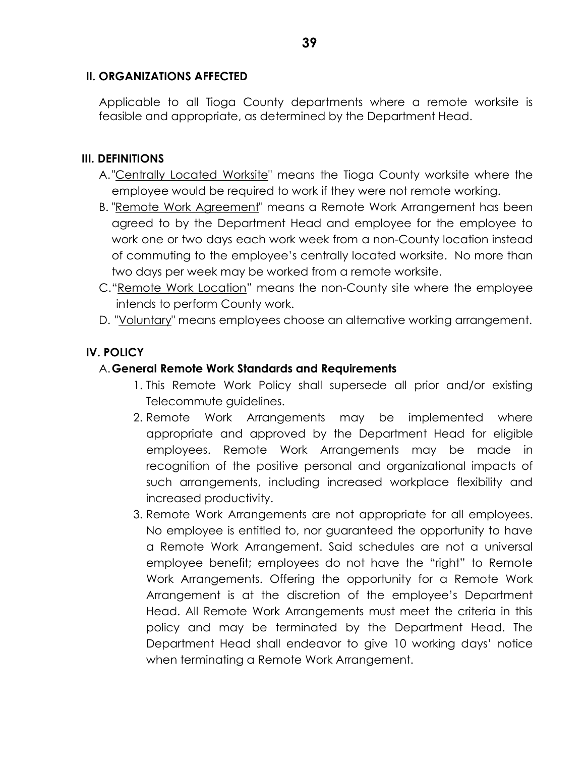## II. ORGANIZATIONS AFFECTED

Applicable to all Tioga County departments where a remote worksite is feasible and appropriate, as determined by the Department Head.

## III. DEFINITIONS

A. "Centrally Located Worksite" means the Tioga County worksite where the employee would be required to work if they were not remote working.

B. "Remote Work Agreement" means a Remote Work Arrangement has been agreed to by the Department Head and employee for the employee to work one or two days each work week from a non-County location instead of commuting to the employee's centrally located worksite. No more than two days per week may be worked from a remote worksite.

C. "Remote Work Location" means the non-County site where the employee intends to perform County work.

D. "Voluntary" means employees choose an alternative working arrangement.

## IV. POLICY

### A. General Remote Work Standards and Requirements

1. This Remote Work Policy shall supersede all prior and/or existing Telecommute guidelines.
2. Remote Work Arrangements may be implemented where appropriate and approved by the Department Head for eligible employees. Remote Work Arrangements may be made in recognition of the positive personal and organizational impacts of such arrangements, including increased workplace flexibility and increased productivity.
3. Remote Work Arrangements are not appropriate for all employees. No employee is entitled to, nor guaranteed the opportunity to have a Remote Work Arrangement. Said schedules are not a universal employee benefit; employees do not have the "right" to Remote Work Arrangements. Offering the opportunity for a Remote Work Arrangement is at the discretion of the employee's Department Head. All Remote Work Arrangements must meet the criteria in this policy and may be terminated by the Department Head. The Department Head shall endeavor to give 10 working days' notice when terminating a Remote Work Arrangement.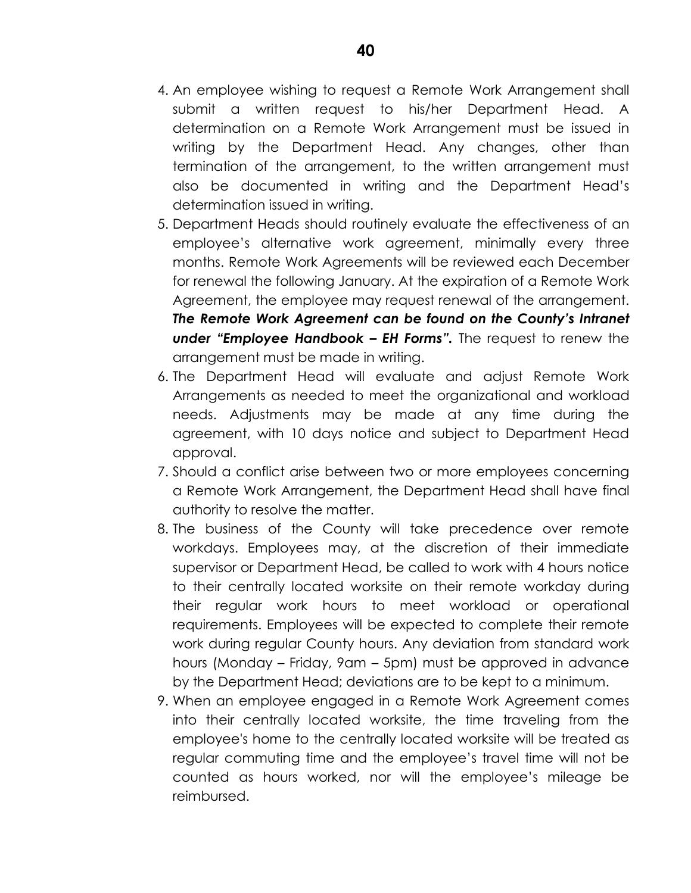4. An employee wishing to request a Remote Work Arrangement shall submit a written request to his/her Department Head. A determination on a Remote Work Arrangement must be issued in writing by the Department Head. Any changes, other than termination of the arrangement, to the written arrangement must also be documented in writing and the Department Head's determination issued in writing.
5. Department Heads should routinely evaluate the effectiveness of an employee's alternative work agreement, minimally every three months. Remote Work Agreements will be reviewed each December for renewal the following January. At the expiration of a Remote Work Agreement, the employee may request renewal of the arrangement. ***The Remote Work Agreement can be found on the County's Intranet under "Employee Handbook – EH Forms".*** The request to renew the arrangement must be made in writing.
6. The Department Head will evaluate and adjust Remote Work Arrangements as needed to meet the organizational and workload needs. Adjustments may be made at any time during the agreement, with 10 days notice and subject to Department Head approval.
7. Should a conflict arise between two or more employees concerning a Remote Work Arrangement, the Department Head shall have final authority to resolve the matter.
8. The business of the County will take precedence over remote workdays. Employees may, at the discretion of their immediate supervisor or Department Head, be called to work with 4 hours notice to their centrally located worksite on their remote workday during their regular work hours to meet workload or operational requirements. Employees will be expected to complete their remote work during regular County hours. Any deviation from standard work hours (Monday – Friday, 9am – 5pm) must be approved in advance by the Department Head; deviations are to be kept to a minimum.
9. When an employee engaged in a Remote Work Agreement comes into their centrally located worksite, the time traveling from the employee's home to the centrally located worksite will be treated as regular commuting time and the employee's travel time will not be counted as hours worked, nor will the employee's mileage be reimbursed.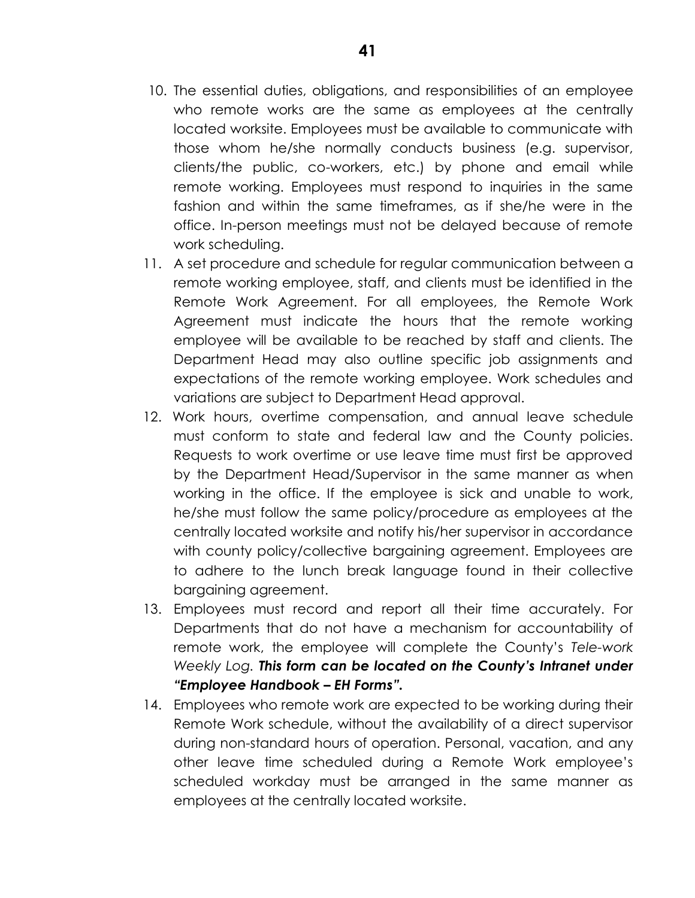10. The essential duties, obligations, and responsibilities of an employee who remote works are the same as employees at the centrally located worksite. Employees must be available to communicate with those whom he/she normally conducts business (e.g. supervisor, clients/the public, co-workers, etc.) by phone and email while remote working. Employees must respond to inquiries in the same fashion and within the same timeframes, as if she/he were in the office. In-person meetings must not be delayed because of remote work scheduling.
11. A set procedure and schedule for regular communication between a remote working employee, staff, and clients must be identified in the Remote Work Agreement. For all employees, the Remote Work Agreement must indicate the hours that the remote working employee will be available to be reached by staff and clients. The Department Head may also outline specific job assignments and expectations of the remote working employee. Work schedules and variations are subject to Department Head approval.
12. Work hours, overtime compensation, and annual leave schedule must conform to state and federal law and the County policies. Requests to work overtime or use leave time must first be approved by the Department Head/Supervisor in the same manner as when working in the office. If the employee is sick and unable to work, he/she must follow the same policy/procedure as employees at the centrally located worksite and notify his/her supervisor in accordance with county policy/collective bargaining agreement. Employees are to adhere to the lunch break language found in their collective bargaining agreement.
13. Employees must record and report all their time accurately. For Departments that do not have a mechanism for accountability of remote work, the employee will complete the County's *Tele-work Weekly Log*. ***This form can be located on the County's Intranet under "Employee Handbook – EH Forms".***
14. Employees who remote work are expected to be working during their Remote Work schedule, without the availability of a direct supervisor during non-standard hours of operation. Personal, vacation, and any other leave time scheduled during a Remote Work employee's scheduled workday must be arranged in the same manner as employees at the centrally located worksite.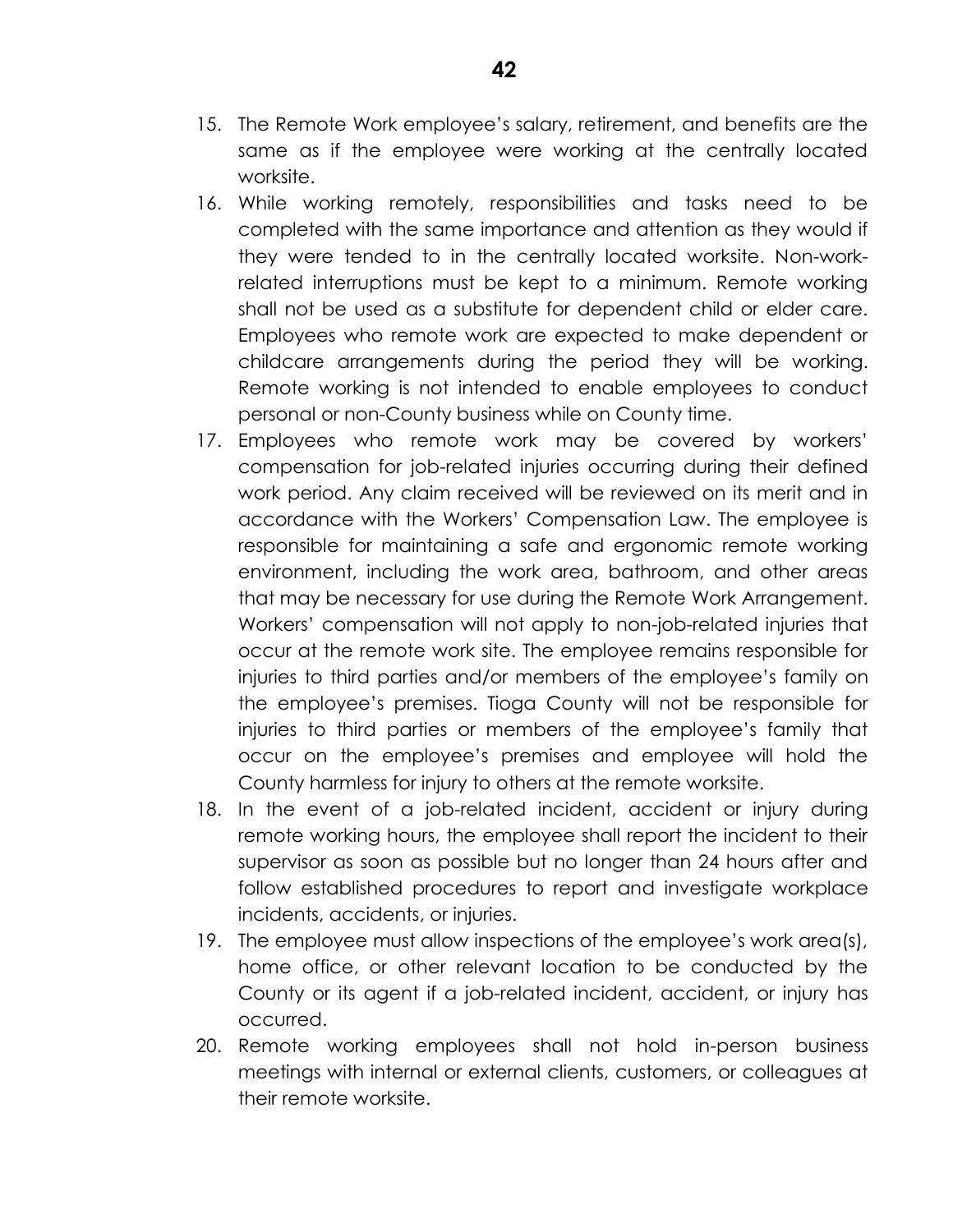15. The Remote Work employee's salary, retirement, and benefits are the same as if the employee were working at the centrally located worksite.
16. While working remotely, responsibilities and tasks need to be completed with the same importance and attention as they would if they were tended to in the centrally located worksite. Non-work-related interruptions must be kept to a minimum. Remote working shall not be used as a substitute for dependent child or elder care. Employees who remote work are expected to make dependent or childcare arrangements during the period they will be working. Remote working is not intended to enable employees to conduct personal or non-County business while on County time.
17. Employees who remote work may be covered by workers' compensation for job-related injuries occurring during their defined work period. Any claim received will be reviewed on its merit and in accordance with the Workers' Compensation Law. The employee is responsible for maintaining a safe and ergonomic remote working environment, including the work area, bathroom, and other areas that may be necessary for use during the Remote Work Arrangement. Workers' compensation will not apply to non-job-related injuries that occur at the remote work site. The employee remains responsible for injuries to third parties and/or members of the employee's family on the employee's premises. Tioga County will not be responsible for injuries to third parties or members of the employee's family that occur on the employee's premises and employee will hold the County harmless for injury to others at the remote worksite.
18. In the event of a job-related incident, accident or injury during remote working hours, the employee shall report the incident to their supervisor as soon as possible but no longer than 24 hours after and follow established procedures to report and investigate workplace incidents, accidents, or injuries.
19. The employee must allow inspections of the employee's work area(s), home office, or other relevant location to be conducted by the County or its agent if a job-related incident, accident, or injury has occurred.
20. Remote working employees shall not hold in-person business meetings with internal or external clients, customers, or colleagues at their remote worksite.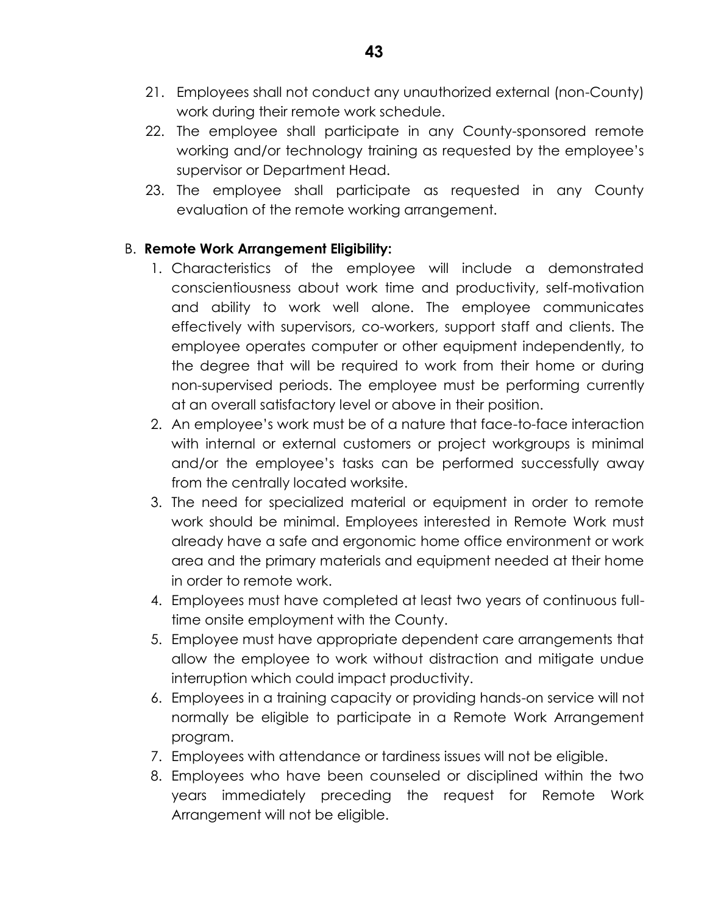21. Employees shall not conduct any unauthorized external (non-County) work during their remote work schedule.
22. The employee shall participate in any County-sponsored remote working and/or technology training as requested by the employee's supervisor or Department Head.
23. The employee shall participate as requested in any County evaluation of the remote working arrangement.

B. **Remote Work Arrangement Eligibility:**

1. Characteristics of the employee will include a demonstrated conscientiousness about work time and productivity, self-motivation and ability to work well alone. The employee communicates effectively with supervisors, co-workers, support staff and clients. The employee operates computer or other equipment independently, to the degree that will be required to work from their home or during non-supervised periods. The employee must be performing currently at an overall satisfactory level or above in their position.
2. An employee's work must be of a nature that face-to-face interaction with internal or external customers or project workgroups is minimal and/or the employee's tasks can be performed successfully away from the centrally located worksite.
3. The need for specialized material or equipment in order to remote work should be minimal. Employees interested in Remote Work must already have a safe and ergonomic home office environment or work area and the primary materials and equipment needed at their home in order to remote work.
4. Employees must have completed at least two years of continuous full-time onsite employment with the County.
5. Employee must have appropriate dependent care arrangements that allow the employee to work without distraction and mitigate undue interruption which could impact productivity.
6. Employees in a training capacity or providing hands-on service will not normally be eligible to participate in a Remote Work Arrangement program.
7. Employees with attendance or tardiness issues will not be eligible.
8. Employees who have been counseled or disciplined within the two years immediately preceding the request for Remote Work Arrangement will not be eligible.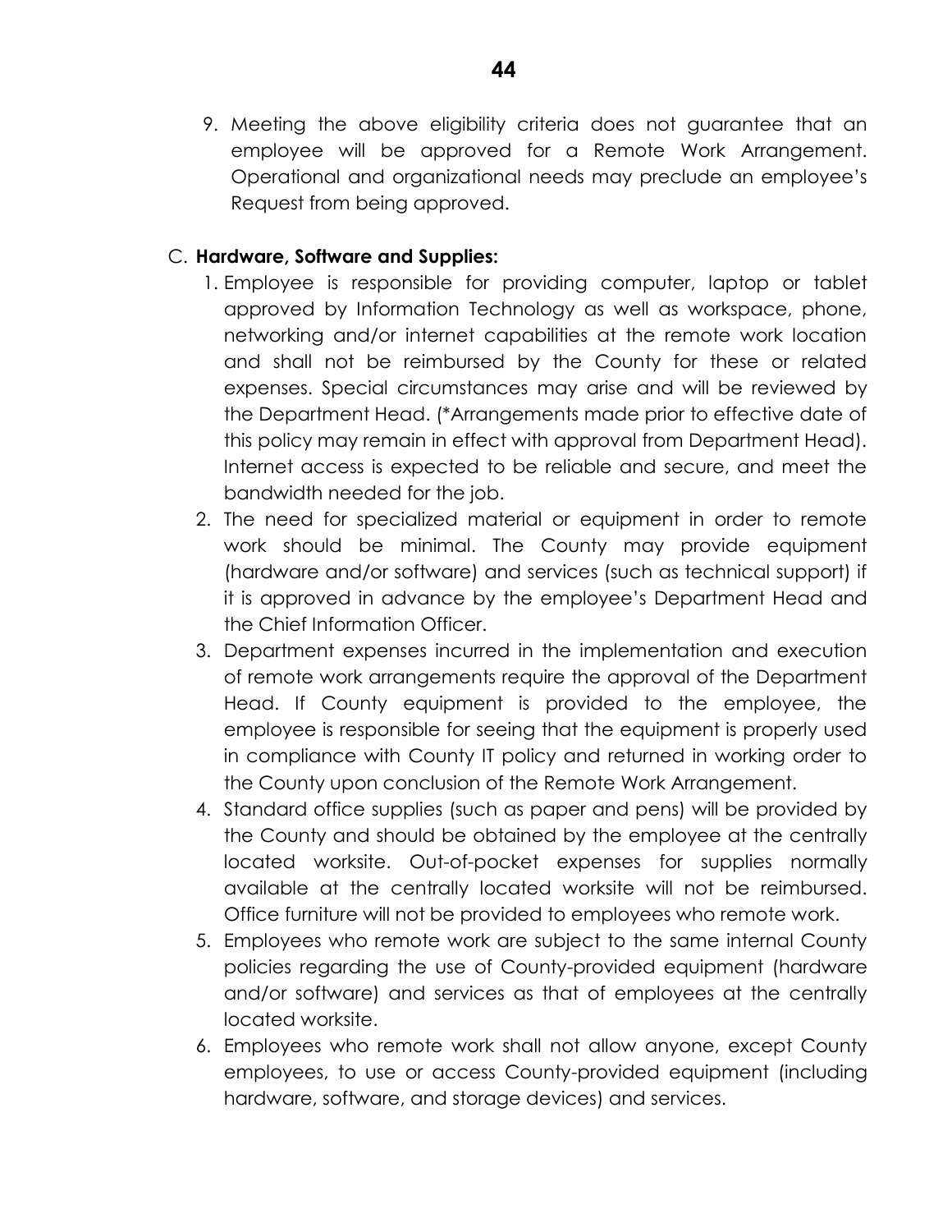9. Meeting the above eligibility criteria does not guarantee that an employee will be approved for a Remote Work Arrangement. Operational and organizational needs may preclude an employee's Request from being approved.

C. **Hardware, Software and Supplies:**

1. Employee is responsible for providing computer, laptop or tablet approved by Information Technology as well as workspace, phone, networking and/or internet capabilities at the remote work location and shall not be reimbursed by the County for these or related expenses. Special circumstances may arise and will be reviewed by the Department Head. (*Arrangements made prior to effective date of this policy may remain in effect with approval from Department Head). Internet access is expected to be reliable and secure, and meet the bandwidth needed for the job.
2. The need for specialized material or equipment in order to remote work should be minimal. The County may provide equipment (hardware and/or software) and services (such as technical support) if it is approved in advance by the employee's Department Head and the Chief Information Officer.
3. Department expenses incurred in the implementation and execution of remote work arrangements require the approval of the Department Head. If County equipment is provided to the employee, the employee is responsible for seeing that the equipment is properly used in compliance with County IT policy and returned in working order to the County upon conclusion of the Remote Work Arrangement.
4. Standard office supplies (such as paper and pens) will be provided by the County and should be obtained by the employee at the centrally located worksite. Out-of-pocket expenses for supplies normally available at the centrally located worksite will not be reimbursed. Office furniture will not be provided to employees who remote work.
5. Employees who remote work are subject to the same internal County policies regarding the use of County-provided equipment (hardware and/or software) and services as that of employees at the centrally located worksite.
6. Employees who remote work shall not allow anyone, except County employees, to use or access County-provided equipment (including hardware, software, and storage devices) and services.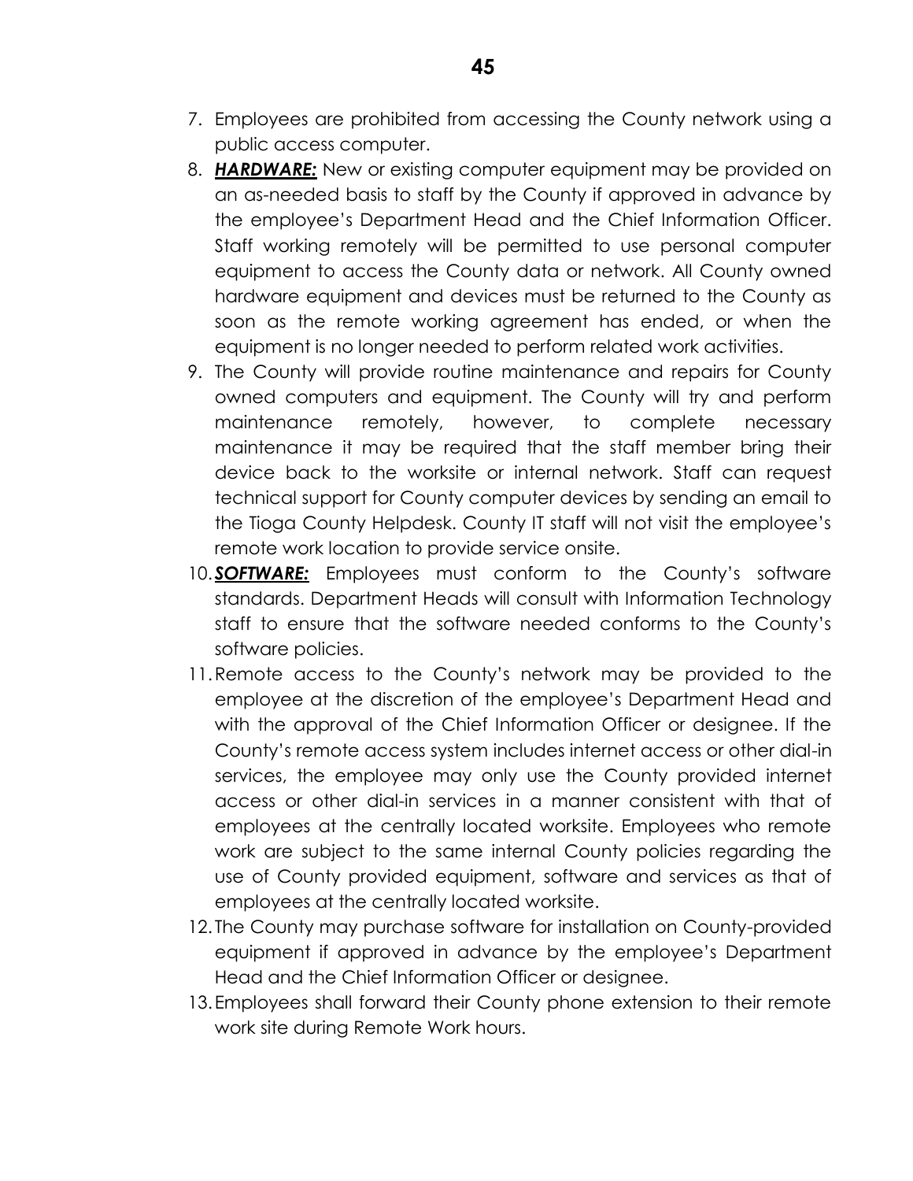7. Employees are prohibited from accessing the County network using a public access computer.
8. ***HARDWARE:*** New or existing computer equipment may be provided on an as-needed basis to staff by the County if approved in advance by the employee's Department Head and the Chief Information Officer. Staff working remotely will be permitted to use personal computer equipment to access the County data or network. All County owned hardware equipment and devices must be returned to the County as soon as the remote working agreement has ended, or when the equipment is no longer needed to perform related work activities.
9. The County will provide routine maintenance and repairs for County owned computers and equipment. The County will try and perform maintenance remotely, however, to complete necessary maintenance it may be required that the staff member bring their device back to the worksite or internal network. Staff can request technical support for County computer devices by sending an email to the Tioga County Helpdesk. County IT staff will not visit the employee's remote work location to provide service onsite.
10. ***SOFTWARE:*** Employees must conform to the County's software standards. Department Heads will consult with Information Technology staff to ensure that the software needed conforms to the County's software policies.
11. Remote access to the County's network may be provided to the employee at the discretion of the employee's Department Head and with the approval of the Chief Information Officer or designee. If the County's remote access system includes internet access or other dial-in services, the employee may only use the County provided internet access or other dial-in services in a manner consistent with that of employees at the centrally located worksite. Employees who remote work are subject to the same internal County policies regarding the use of County provided equipment, software and services as that of employees at the centrally located worksite.
12. The County may purchase software for installation on County-provided equipment if approved in advance by the employee's Department Head and the Chief Information Officer or designee.
13. Employees shall forward their County phone extension to their remote work site during Remote Work hours.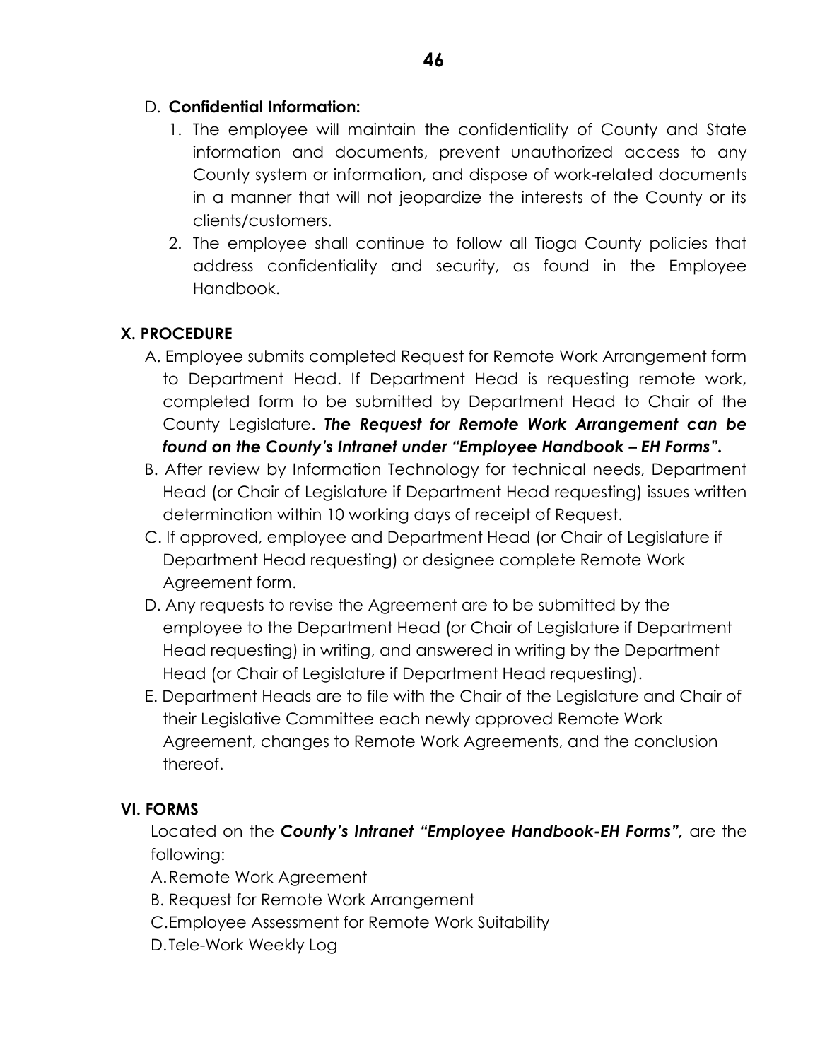D. **Confidential Information:**

1. The employee will maintain the confidentiality of County and State information and documents, prevent unauthorized access to any County system or information, and dispose of work-related documents in a manner that will not jeopardize the interests of the County or its clients/customers.
2. The employee shall continue to follow all Tioga County policies that address confidentiality and security, as found in the Employee Handbook.

## X. PROCEDURE

A. Employee submits completed Request for Remote Work Arrangement form to Department Head. If Department Head is requesting remote work, completed form to be submitted by Department Head to Chair of the County Legislature. ***The Request for Remote Work Arrangement can be found on the County's Intranet under "Employee Handbook – EH Forms".***

B. After review by Information Technology for technical needs, Department Head (or Chair of Legislature if Department Head requesting) issues written determination within 10 working days of receipt of Request.

C. If approved, employee and Department Head (or Chair of Legislature if Department Head requesting) or designee complete Remote Work Agreement form.

D. Any requests to revise the Agreement are to be submitted by the employee to the Department Head (or Chair of Legislature if Department Head requesting) in writing, and answered in writing by the Department Head (or Chair of Legislature if Department Head requesting).

E. Department Heads are to file with the Chair of the Legislature and Chair of their Legislative Committee each newly approved Remote Work Agreement, changes to Remote Work Agreements, and the conclusion thereof.

## VI. FORMS

Located on the ***County's Intranet "Employee Handbook-EH Forms",*** are the following:

A. Remote Work Agreement

B. Request for Remote Work Arrangement

C. Employee Assessment for Remote Work Suitability

D. Tele-Work Weekly Log